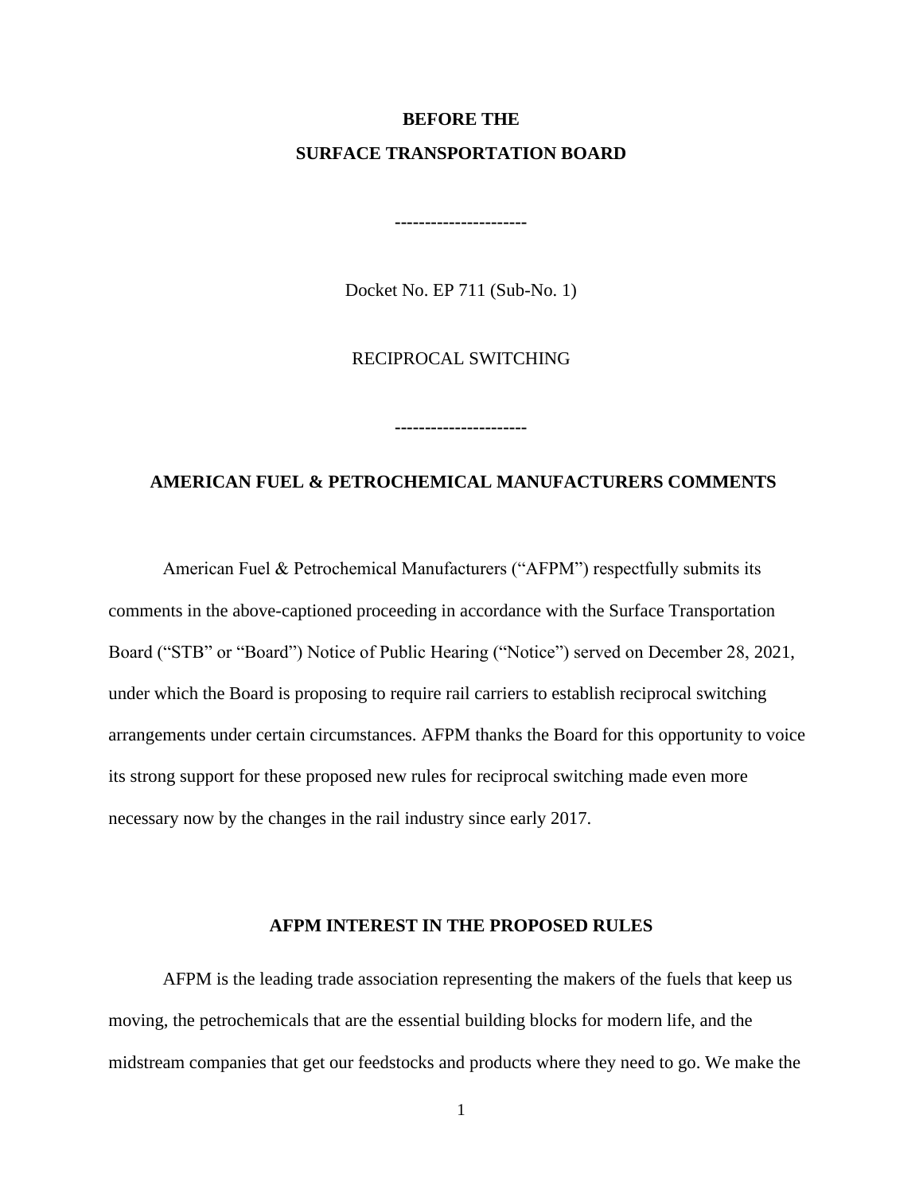**BEFORE THE**

**SURFACE TRANSPORTATION BOARD**

---

Docket No. EP 711 (Sub-No. 1)

RECIPROCAL SWITCHING

---

## AMERICAN FUEL & PETROCHEMICAL MANUFACTURERS COMMENTS

American Fuel & Petrochemical Manufacturers ("AFPM") respectfully submits its comments in the above-captioned proceeding in accordance with the Surface Transportation Board ("STB" or "Board") Notice of Public Hearing ("Notice") served on December 28, 2021, under which the Board is proposing to require rail carriers to establish reciprocal switching arrangements under certain circumstances. AFPM thanks the Board for this opportunity to voice its strong support for these proposed new rules for reciprocal switching made even more necessary now by the changes in the rail industry since early 2017.

## AFPM INTEREST IN THE PROPOSED RULES

AFPM is the leading trade association representing the makers of the fuels that keep us moving, the petrochemicals that are the essential building blocks for modern life, and the midstream companies that get our feedstocks and products where they need to go. We make the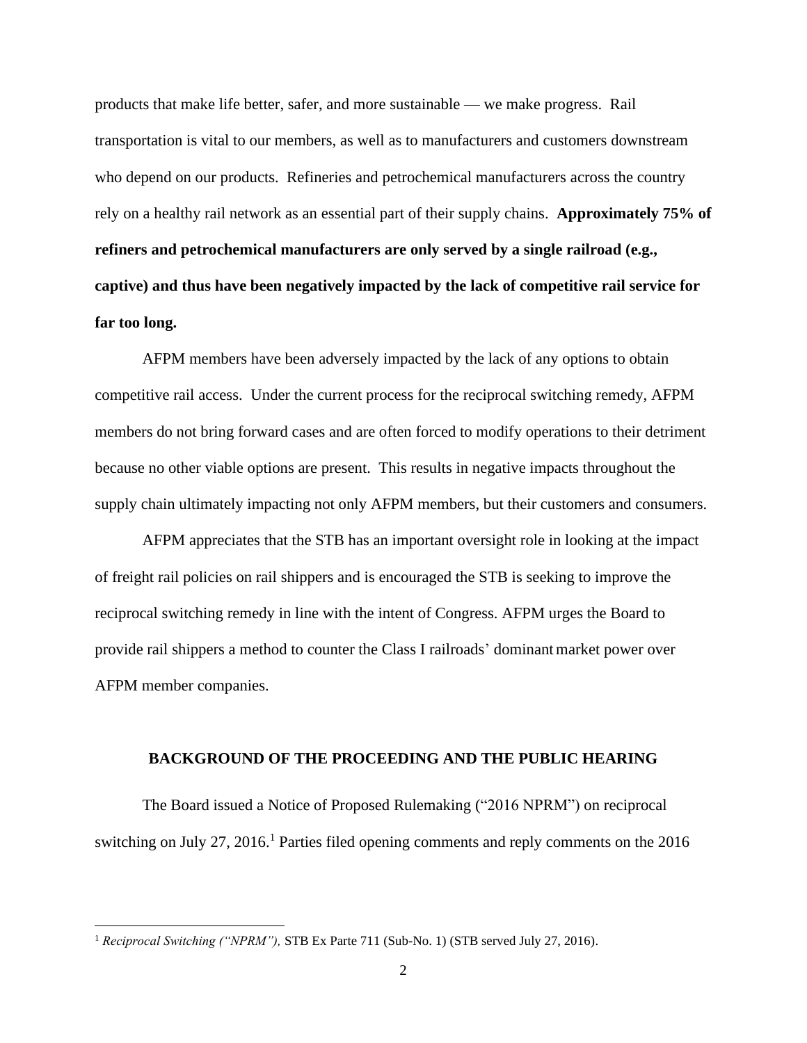products that make life better, safer, and more sustainable — we make progress. Rail transportation is vital to our members, as well as to manufacturers and customers downstream who depend on our products. Refineries and petrochemical manufacturers across the country rely on a healthy rail network as an essential part of their supply chains. **Approximately 75% of refiners and petrochemical manufacturers are only served by a single railroad (e.g., captive) and thus have been negatively impacted by the lack of competitive rail service for far too long.**

AFPM members have been adversely impacted by the lack of any options to obtain competitive rail access. Under the current process for the reciprocal switching remedy, AFPM members do not bring forward cases and are often forced to modify operations to their detriment because no other viable options are present. This results in negative impacts throughout the supply chain ultimately impacting not only AFPM members, but their customers and consumers.

AFPM appreciates that the STB has an important oversight role in looking at the impact of freight rail policies on rail shippers and is encouraged the STB is seeking to improve the reciprocal switching remedy in line with the intent of Congress. AFPM urges the Board to provide rail shippers a method to counter the Class I railroads' dominant market power over AFPM member companies.

## BACKGROUND OF THE PROCEEDING AND THE PUBLIC HEARING

The Board issued a Notice of Proposed Rulemaking ("2016 NPRM") on reciprocal switching on July 27, 2016.[1] Parties filed opening comments and reply comments on the 2016

---

[1] *Reciprocal Switching ("NPRM"),* STB Ex Parte 711 (Sub-No. 1) (STB served July 27, 2016).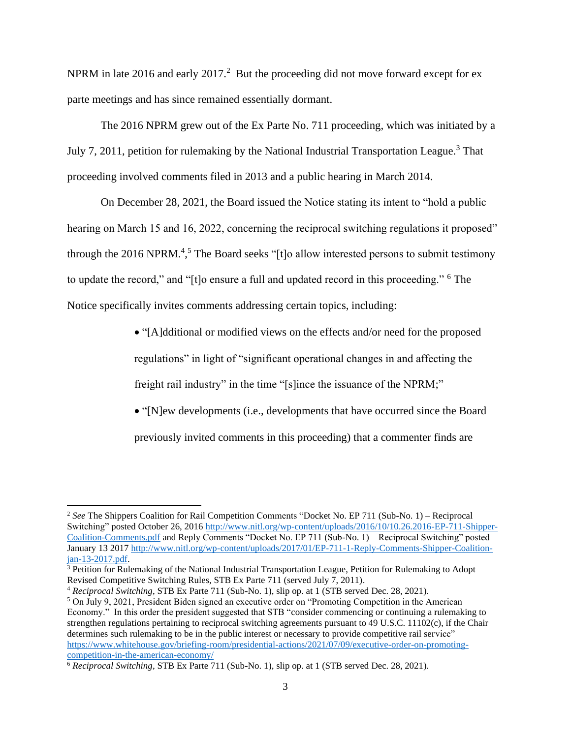NPRM in late 2016 and early 2017.[2] But the proceeding did not move forward except for ex parte meetings and has since remained essentially dormant.

The 2016 NPRM grew out of the Ex Parte No. 711 proceeding, which was initiated by a July 7, 2011, petition for rulemaking by the National Industrial Transportation League.[3] That proceeding involved comments filed in 2013 and a public hearing in March 2014.

On December 28, 2021, the Board issued the Notice stating its intent to "hold a public hearing on March 15 and 16, 2022, concerning the reciprocal switching regulations it proposed" through the 2016 NPRM.[4],[5] The Board seeks "[t]o allow interested persons to submit testimony to update the record," and "[t]o ensure a full and updated record in this proceeding." [6] The Notice specifically invites comments addressing certain topics, including:

- "[A]dditional or modified views on the effects and/or need for the proposed regulations" in light of "significant operational changes in and affecting the freight rail industry" in the time "[s]ince the issuance of the NPRM;"
- "[N]ew developments (i.e., developments that have occurred since the Board previously invited comments in this proceeding) that a commenter finds are

---

[2] *See* The Shippers Coalition for Rail Competition Comments "Docket No. EP 711 (Sub-No. 1) – Reciprocal Switching" posted October 26, 2016 http://www.nitl.org/wp-content/uploads/2016/10/10.26.2016-EP-711-Shipper-Coalition-Comments.pdf and Reply Comments "Docket No. EP 711 (Sub-No. 1) – Reciprocal Switching" posted January 13 2017 http://www.nitl.org/wp-content/uploads/2017/01/EP-711-1-Reply-Comments-Shipper-Coalition-jan-13-2017.pdf.

[3] Petition for Rulemaking of the National Industrial Transportation League, Petition for Rulemaking to Adopt Revised Competitive Switching Rules, STB Ex Parte 711 (served July 7, 2011).

[4] *Reciprocal Switching*, STB Ex Parte 711 (Sub-No. 1), slip op. at 1 (STB served Dec. 28, 2021).

[5] On July 9, 2021, President Biden signed an executive order on "Promoting Competition in the American Economy." In this order the president suggested that STB "consider commencing or continuing a rulemaking to strengthen regulations pertaining to reciprocal switching agreements pursuant to 49 U.S.C. 11102(c), if the Chair determines such rulemaking to be in the public interest or necessary to provide competitive rail service" https://www.whitehouse.gov/briefing-room/presidential-actions/2021/07/09/executive-order-on-promoting-competition-in-the-american-economy/

[6] *Reciprocal Switching*, STB Ex Parte 711 (Sub-No. 1), slip op. at 1 (STB served Dec. 28, 2021).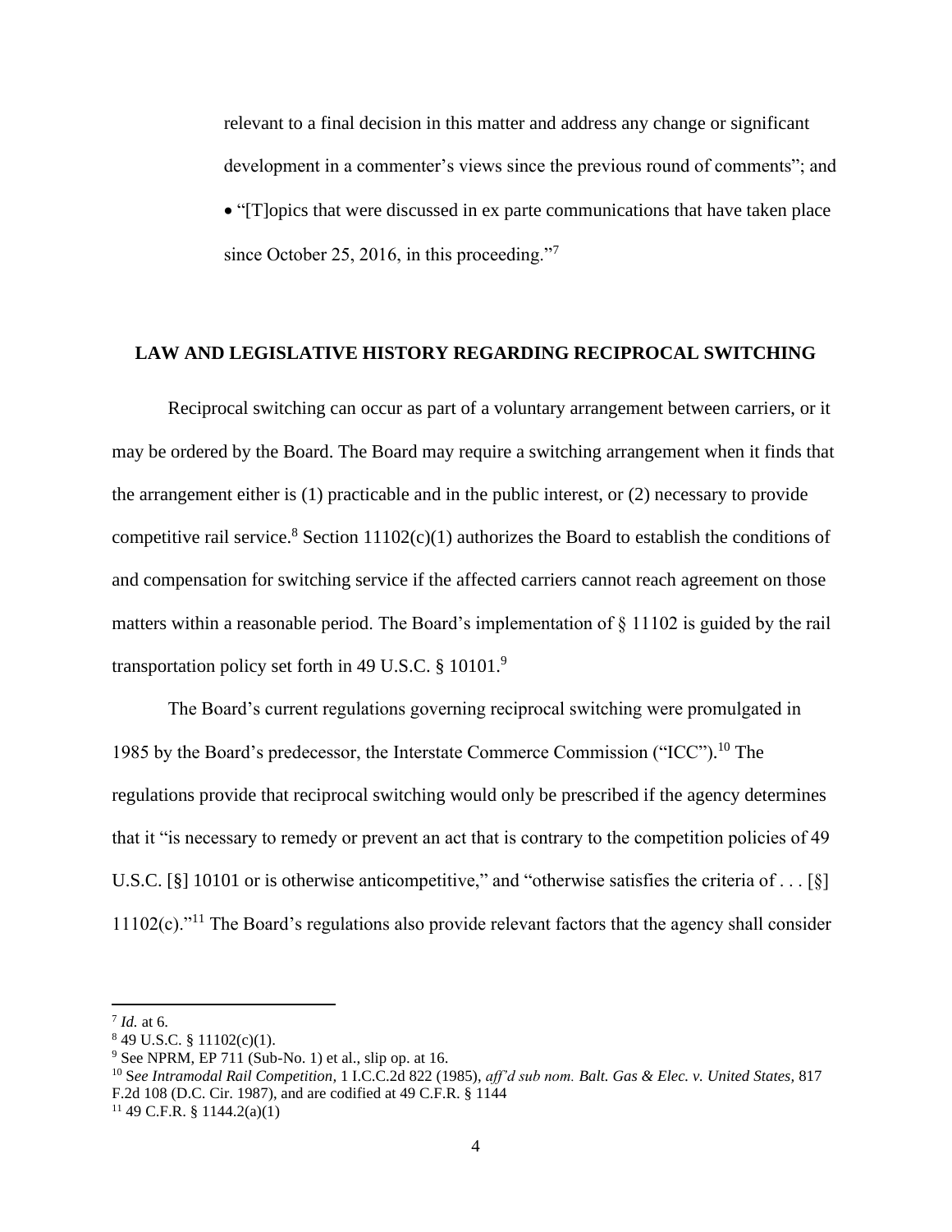relevant to a final decision in this matter and address any change or significant development in a commenter's views since the previous round of comments"; and

- "[T]opics that were discussed in ex parte communications that have taken place since October 25, 2016, in this proceeding."[7]

## LAW AND LEGISLATIVE HISTORY REGARDING RECIPROCAL SWITCHING

Reciprocal switching can occur as part of a voluntary arrangement between carriers, or it may be ordered by the Board. The Board may require a switching arrangement when it finds that the arrangement either is (1) practicable and in the public interest, or (2) necessary to provide competitive rail service.[8] Section 11102(c)(1) authorizes the Board to establish the conditions of and compensation for switching service if the affected carriers cannot reach agreement on those matters within a reasonable period. The Board's implementation of § 11102 is guided by the rail transportation policy set forth in 49 U.S.C. § 10101.[9]

The Board's current regulations governing reciprocal switching were promulgated in 1985 by the Board's predecessor, the Interstate Commerce Commission ("ICC").[10] The regulations provide that reciprocal switching would only be prescribed if the agency determines that it "is necessary to remedy or prevent an act that is contrary to the competition policies of 49 U.S.C. [§] 10101 or is otherwise anticompetitive," and "otherwise satisfies the criteria of . . . [§] 11102(c)."[11] The Board's regulations also provide relevant factors that the agency shall consider

---

[7] *Id.* at 6.

[8] 49 U.S.C. § 11102(c)(1).

[9] See NPRM, EP 711 (Sub-No. 1) et al., slip op. at 16.

[10] S*ee Intramodal Rail Competition*, 1 I.C.C.2d 822 (1985), *aff'd sub nom. Balt. Gas & Elec. v. United States*, 817 F.2d 108 (D.C. Cir. 1987), and are codified at 49 C.F.R. § 1144

[11] 49 C.F.R. § 1144.2(a)(1)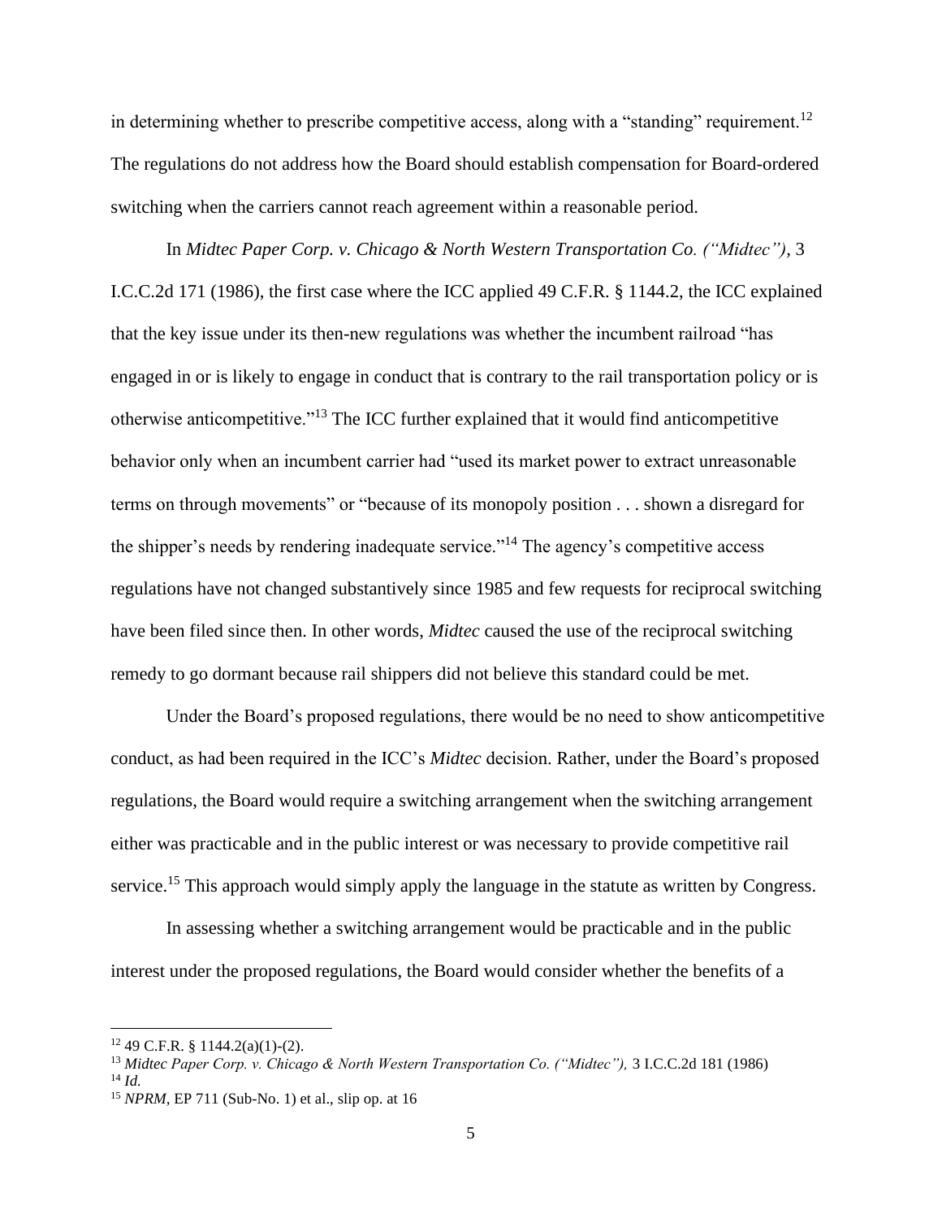in determining whether to prescribe competitive access, along with a "standing" requirement.[12] The regulations do not address how the Board should establish compensation for Board-ordered switching when the carriers cannot reach agreement within a reasonable period.

In *Midtec Paper Corp. v. Chicago & North Western Transportation Co. ("Midtec"),* 3 I.C.C.2d 171 (1986), the first case where the ICC applied 49 C.F.R. § 1144.2, the ICC explained that the key issue under its then-new regulations was whether the incumbent railroad "has engaged in or is likely to engage in conduct that is contrary to the rail transportation policy or is otherwise anticompetitive."[13] The ICC further explained that it would find anticompetitive behavior only when an incumbent carrier had "used its market power to extract unreasonable terms on through movements" or "because of its monopoly position . . . shown a disregard for the shipper's needs by rendering inadequate service."[14] The agency's competitive access regulations have not changed substantively since 1985 and few requests for reciprocal switching have been filed since then. In other words, *Midtec* caused the use of the reciprocal switching remedy to go dormant because rail shippers did not believe this standard could be met.

Under the Board's proposed regulations, there would be no need to show anticompetitive conduct, as had been required in the ICC's *Midtec* decision. Rather, under the Board's proposed regulations, the Board would require a switching arrangement when the switching arrangement either was practicable and in the public interest or was necessary to provide competitive rail service.[15] This approach would simply apply the language in the statute as written by Congress.

In assessing whether a switching arrangement would be practicable and in the public interest under the proposed regulations, the Board would consider whether the benefits of a

---

[12] 49 C.F.R. § 1144.2(a)(1)-(2).

[13] *Midtec Paper Corp. v. Chicago & North Western Transportation Co. ("Midtec"),* 3 I.C.C.2d 181 (1986)

[14] *Id.*

[15] *NPRM*, EP 711 (Sub-No. 1) et al., slip op. at 16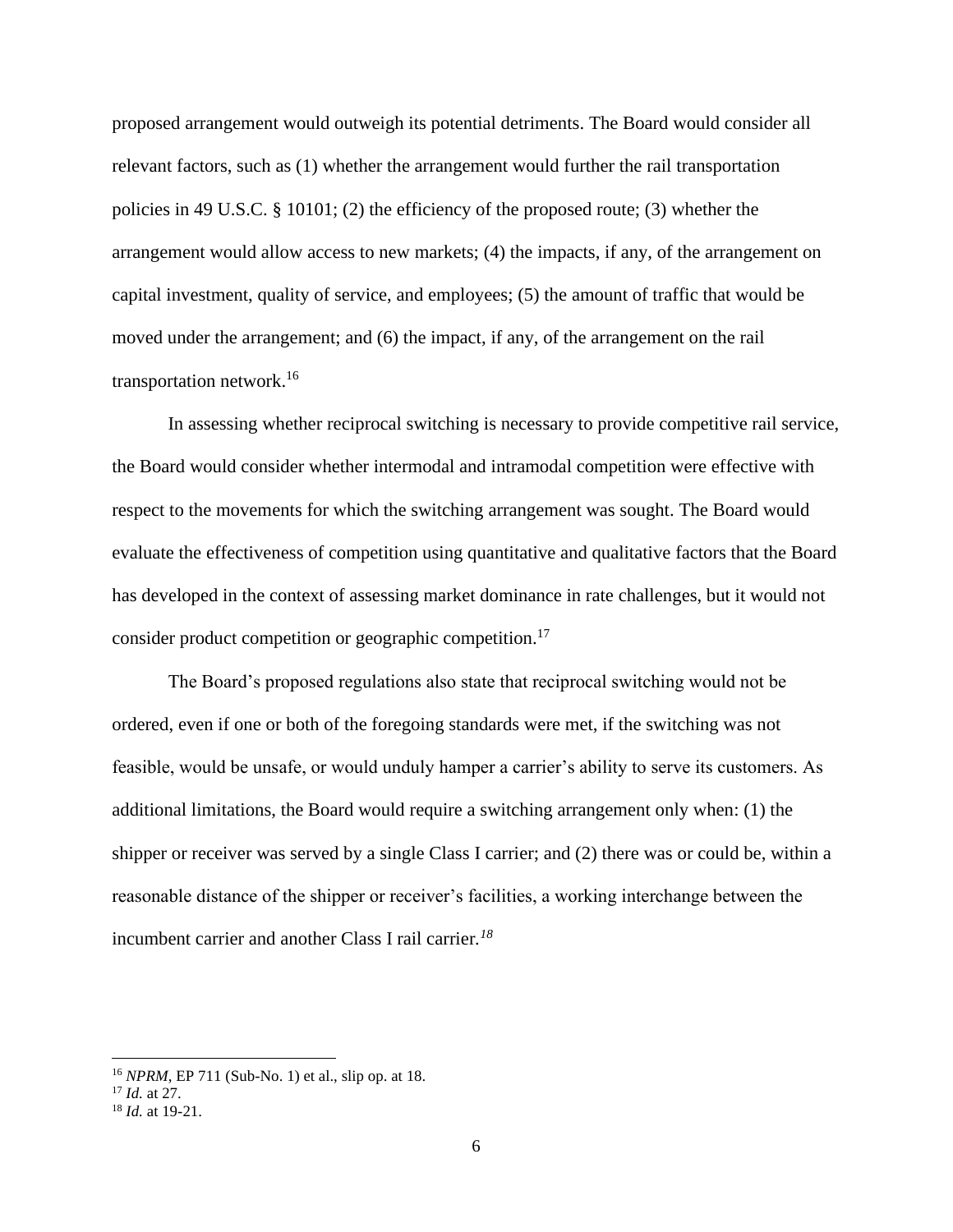proposed arrangement would outweigh its potential detriments. The Board would consider all relevant factors, such as (1) whether the arrangement would further the rail transportation policies in 49 U.S.C. § 10101; (2) the efficiency of the proposed route; (3) whether the arrangement would allow access to new markets; (4) the impacts, if any, of the arrangement on capital investment, quality of service, and employees; (5) the amount of traffic that would be moved under the arrangement; and (6) the impact, if any, of the arrangement on the rail transportation network.[16]

In assessing whether reciprocal switching is necessary to provide competitive rail service, the Board would consider whether intermodal and intramodal competition were effective with respect to the movements for which the switching arrangement was sought. The Board would evaluate the effectiveness of competition using quantitative and qualitative factors that the Board has developed in the context of assessing market dominance in rate challenges, but it would not consider product competition or geographic competition.[17]

The Board's proposed regulations also state that reciprocal switching would not be ordered, even if one or both of the foregoing standards were met, if the switching was not feasible, would be unsafe, or would unduly hamper a carrier's ability to serve its customers. As additional limitations, the Board would require a switching arrangement only when: (1) the shipper or receiver was served by a single Class I carrier; and (2) there was or could be, within a reasonable distance of the shipper or receiver's facilities, a working interchange between the incumbent carrier and another Class I rail carrier.[18]

---

[16] *NPRM*, EP 711 (Sub-No. 1) et al., slip op. at 18.

[17] *Id.* at 27.

[18] *Id.* at 19-21.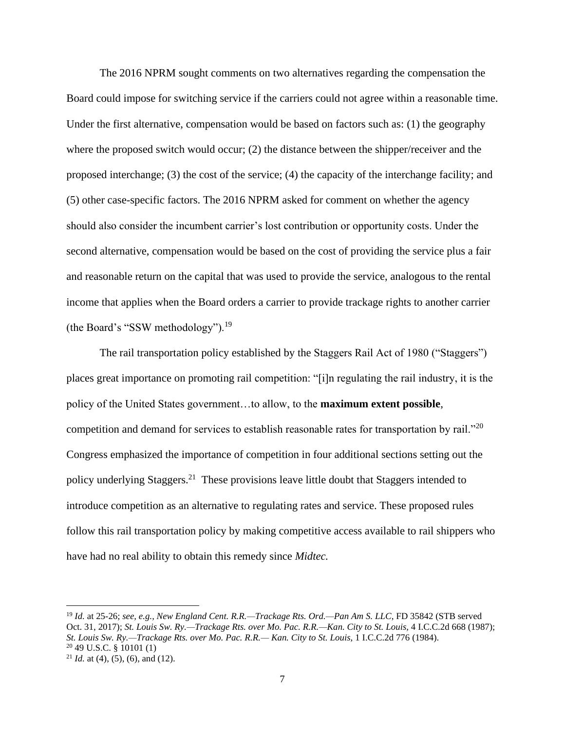The 2016 NPRM sought comments on two alternatives regarding the compensation the Board could impose for switching service if the carriers could not agree within a reasonable time. Under the first alternative, compensation would be based on factors such as: (1) the geography where the proposed switch would occur; (2) the distance between the shipper/receiver and the proposed interchange; (3) the cost of the service; (4) the capacity of the interchange facility; and (5) other case-specific factors. The 2016 NPRM asked for comment on whether the agency should also consider the incumbent carrier's lost contribution or opportunity costs. Under the second alternative, compensation would be based on the cost of providing the service plus a fair and reasonable return on the capital that was used to provide the service, analogous to the rental income that applies when the Board orders a carrier to provide trackage rights to another carrier (the Board's "SSW methodology").[19]

The rail transportation policy established by the Staggers Rail Act of 1980 ("Staggers") places great importance on promoting rail competition: "[i]n regulating the rail industry, it is the policy of the United States government…to allow, to the **maximum extent possible**, competition and demand for services to establish reasonable rates for transportation by rail."[20] Congress emphasized the importance of competition in four additional sections setting out the policy underlying Staggers.[21] These provisions leave little doubt that Staggers intended to introduce competition as an alternative to regulating rates and service. These proposed rules follow this rail transportation policy by making competitive access available to rail shippers who have had no real ability to obtain this remedy since *Midtec.*

---

[19] *Id.* at 25-26; *see, e.g., New England Cent. R.R.—Trackage Rts. Ord.—Pan Am S. LLC*, FD 35842 (STB served Oct. 31, 2017); *St. Louis Sw. Ry.—Trackage Rts. over Mo. Pac. R.R.—Kan. City to St. Louis,* 4 I.C.C.2d 668 (1987); *St. Louis Sw. Ry.—Trackage Rts. over Mo. Pac. R.R.— Kan. City to St. Louis,* 1 I.C.C.2d 776 (1984).

[20] 49 U.S.C. § 10101 (1)

[21] *Id.* at (4), (5), (6), and (12).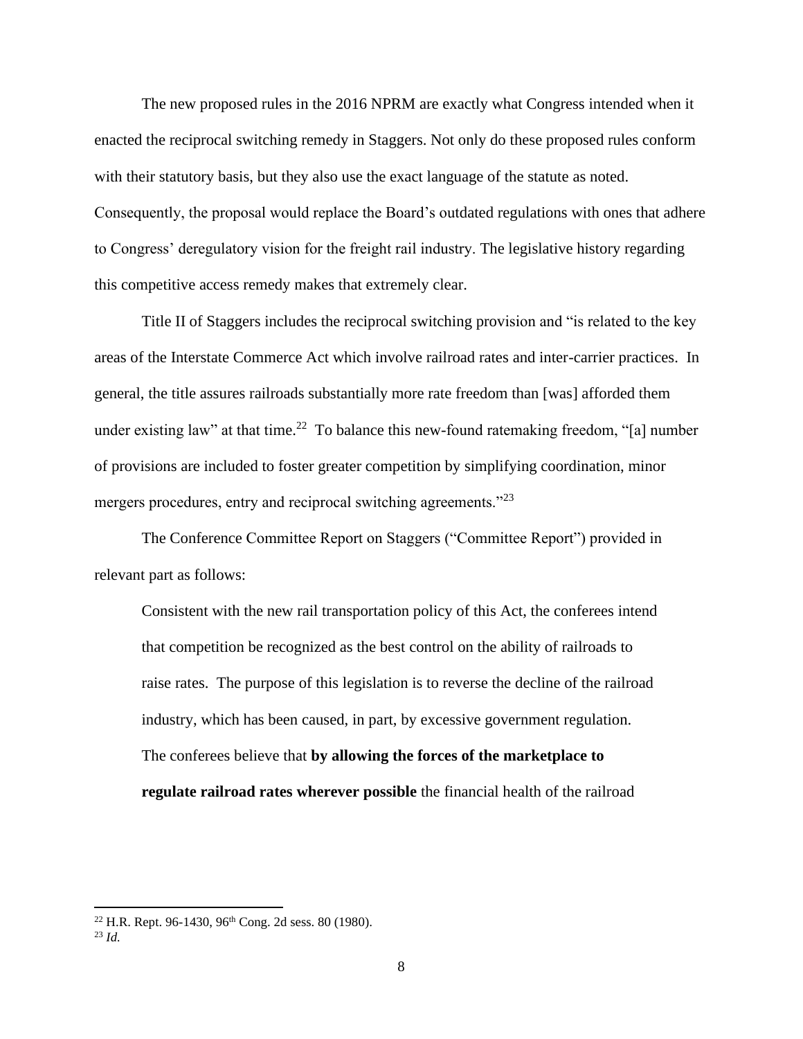The new proposed rules in the 2016 NPRM are exactly what Congress intended when it enacted the reciprocal switching remedy in Staggers. Not only do these proposed rules conform with their statutory basis, but they also use the exact language of the statute as noted. Consequently, the proposal would replace the Board's outdated regulations with ones that adhere to Congress' deregulatory vision for the freight rail industry. The legislative history regarding this competitive access remedy makes that extremely clear.

Title II of Staggers includes the reciprocal switching provision and "is related to the key areas of the Interstate Commerce Act which involve railroad rates and inter-carrier practices. In general, the title assures railroads substantially more rate freedom than [was] afforded them under existing law" at that time.[22] To balance this new-found ratemaking freedom, "[a] number of provisions are included to foster greater competition by simplifying coordination, minor mergers procedures, entry and reciprocal switching agreements."[23]

The Conference Committee Report on Staggers ("Committee Report") provided in relevant part as follows:

> Consistent with the new rail transportation policy of this Act, the conferees intend that competition be recognized as the best control on the ability of railroads to raise rates. The purpose of this legislation is to reverse the decline of the railroad industry, which has been caused, in part, by excessive government regulation. The conferees believe that **by allowing the forces of the marketplace to regulate railroad rates wherever possible** the financial health of the railroad

---

[22] H.R. Rept. 96-1430, 96th Cong. 2d sess. 80 (1980).

[23] *Id.*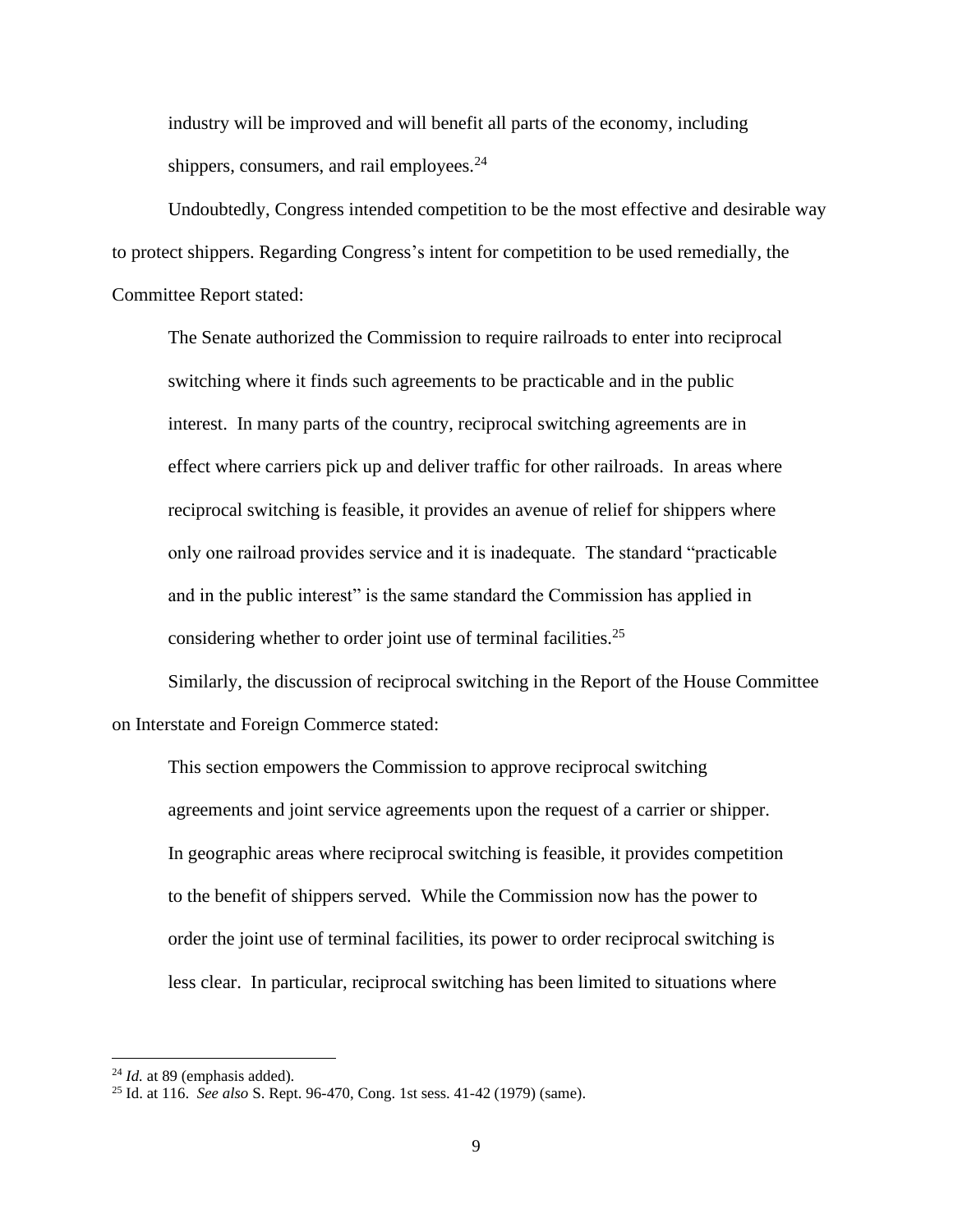> industry will be improved and will benefit all parts of the economy, including shippers, consumers, and rail employees.[24]

Undoubtedly, Congress intended competition to be the most effective and desirable way to protect shippers. Regarding Congress's intent for competition to be used remedially, the Committee Report stated:

> The Senate authorized the Commission to require railroads to enter into reciprocal switching where it finds such agreements to be practicable and in the public interest. In many parts of the country, reciprocal switching agreements are in effect where carriers pick up and deliver traffic for other railroads. In areas where reciprocal switching is feasible, it provides an avenue of relief for shippers where only one railroad provides service and it is inadequate. The standard "practicable and in the public interest" is the same standard the Commission has applied in considering whether to order joint use of terminal facilities.[25]

Similarly, the discussion of reciprocal switching in the Report of the House Committee on Interstate and Foreign Commerce stated:

> This section empowers the Commission to approve reciprocal switching agreements and joint service agreements upon the request of a carrier or shipper. In geographic areas where reciprocal switching is feasible, it provides competition to the benefit of shippers served. While the Commission now has the power to order the joint use of terminal facilities, its power to order reciprocal switching is less clear. In particular, reciprocal switching has been limited to situations where

---

[24] *Id.* at 89 (emphasis added).

[25] Id. at 116. *See also* S. Rept. 96-470, Cong. 1st sess. 41-42 (1979) (same).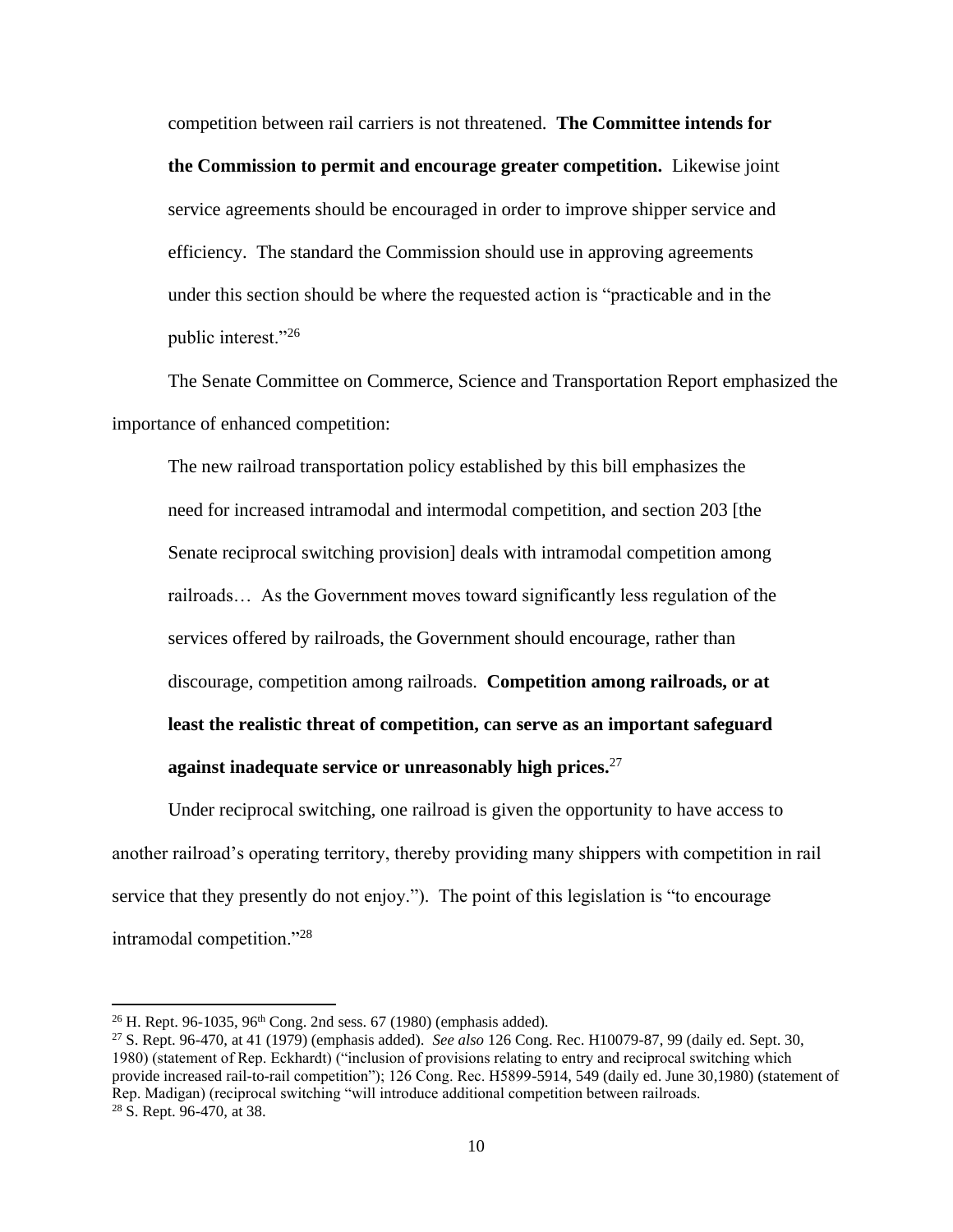> competition between rail carriers is not threatened. **The Committee intends for the Commission to permit and encourage greater competition.** Likewise joint service agreements should be encouraged in order to improve shipper service and efficiency. The standard the Commission should use in approving agreements under this section should be where the requested action is "practicable and in the public interest."[26]

The Senate Committee on Commerce, Science and Transportation Report emphasized the importance of enhanced competition:

> The new railroad transportation policy established by this bill emphasizes the need for increased intramodal and intermodal competition, and section 203 [the Senate reciprocal switching provision] deals with intramodal competition among railroads… As the Government moves toward significantly less regulation of the services offered by railroads, the Government should encourage, rather than discourage, competition among railroads. **Competition among railroads, or at least the realistic threat of competition, can serve as an important safeguard against inadequate service or unreasonably high prices.**[27]

Under reciprocal switching, one railroad is given the opportunity to have access to another railroad's operating territory, thereby providing many shippers with competition in rail service that they presently do not enjoy."). The point of this legislation is "to encourage intramodal competition."[28]

---

[26] H. Rept. 96-1035, 96th Cong. 2nd sess. 67 (1980) (emphasis added).

[27] S. Rept. 96-470, at 41 (1979) (emphasis added). *See also* 126 Cong. Rec. H10079-87, 99 (daily ed. Sept. 30, 1980) (statement of Rep. Eckhardt) ("inclusion of provisions relating to entry and reciprocal switching which provide increased rail-to-rail competition"); 126 Cong. Rec. H5899-5914, 549 (daily ed. June 30,1980) (statement of Rep. Madigan) (reciprocal switching "will introduce additional competition between railroads.

[28] S. Rept. 96-470, at 38.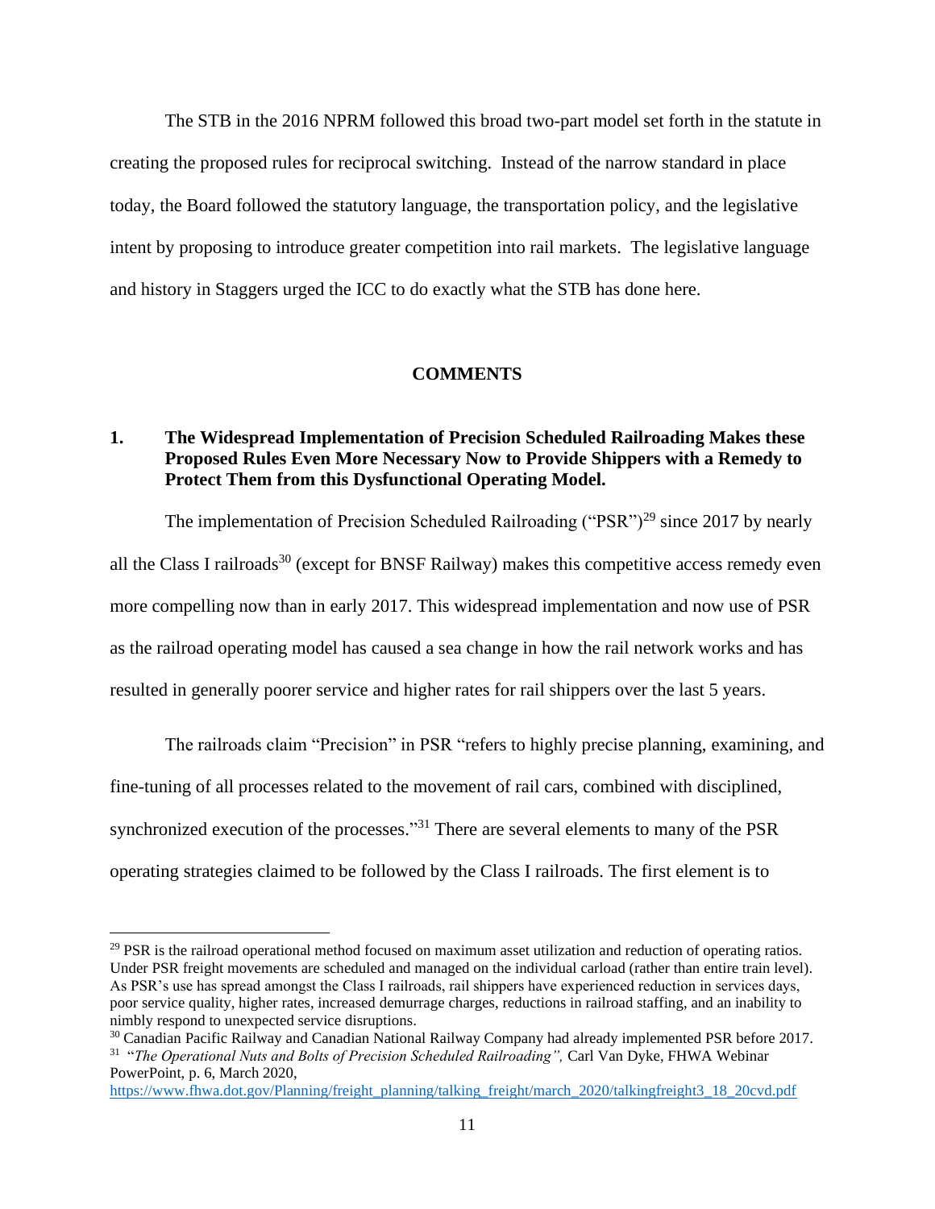The STB in the 2016 NPRM followed this broad two-part model set forth in the statute in creating the proposed rules for reciprocal switching. Instead of the narrow standard in place today, the Board followed the statutory language, the transportation policy, and the legislative intent by proposing to introduce greater competition into rail markets. The legislative language and history in Staggers urged the ICC to do exactly what the STB has done here.

## COMMENTS

### 1. The Widespread Implementation of Precision Scheduled Railroading Makes these Proposed Rules Even More Necessary Now to Provide Shippers with a Remedy to Protect Them from this Dysfunctional Operating Model.

The implementation of Precision Scheduled Railroading ("PSR")[29] since 2017 by nearly all the Class I railroads[30] (except for BNSF Railway) makes this competitive access remedy even more compelling now than in early 2017. This widespread implementation and now use of PSR as the railroad operating model has caused a sea change in how the rail network works and has resulted in generally poorer service and higher rates for rail shippers over the last 5 years.

The railroads claim "Precision" in PSR "refers to highly precise planning, examining, and fine-tuning of all processes related to the movement of rail cars, combined with disciplined, synchronized execution of the processes."[31] There are several elements to many of the PSR operating strategies claimed to be followed by the Class I railroads. The first element is to

---

[29] PSR is the railroad operational method focused on maximum asset utilization and reduction of operating ratios. Under PSR freight movements are scheduled and managed on the individual carload (rather than entire train level). As PSR's use has spread amongst the Class I railroads, rail shippers have experienced reduction in services days, poor service quality, higher rates, increased demurrage charges, reductions in railroad staffing, and an inability to nimbly respond to unexpected service disruptions.

[30] Canadian Pacific Railway and Canadian National Railway Company had already implemented PSR before 2017.

[31] "*The Operational Nuts and Bolts of Precision Scheduled Railroading",* Carl Van Dyke, FHWA Webinar PowerPoint, p. 6, March 2020, https://www.fhwa.dot.gov/Planning/freight_planning/talking_freight/march_2020/talkingfreight3_18_20cvd.pdf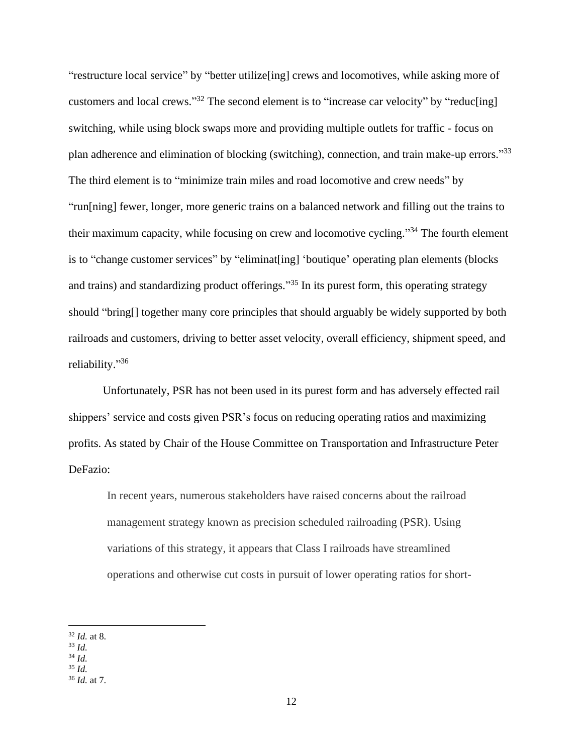"restructure local service" by "better utilize[ing] crews and locomotives, while asking more of customers and local crews."[32] The second element is to "increase car velocity" by "reduc[ing] switching, while using block swaps more and providing multiple outlets for traffic - focus on plan adherence and elimination of blocking (switching), connection, and train make-up errors."[33] The third element is to "minimize train miles and road locomotive and crew needs" by "run[ning] fewer, longer, more generic trains on a balanced network and filling out the trains to their maximum capacity, while focusing on crew and locomotive cycling."[34] The fourth element is to "change customer services" by "eliminat[ing] 'boutique' operating plan elements (blocks and trains) and standardizing product offerings."[35] In its purest form, this operating strategy should "bring[] together many core principles that should arguably be widely supported by both railroads and customers, driving to better asset velocity, overall efficiency, shipment speed, and reliability."[36]

Unfortunately, PSR has not been used in its purest form and has adversely effected rail shippers' service and costs given PSR's focus on reducing operating ratios and maximizing profits. As stated by Chair of the House Committee on Transportation and Infrastructure Peter DeFazio:

> In recent years, numerous stakeholders have raised concerns about the railroad management strategy known as precision scheduled railroading (PSR). Using variations of this strategy, it appears that Class I railroads have streamlined operations and otherwise cut costs in pursuit of lower operating ratios for short-

---

[32] *Id.* at 8.
[33] *Id.*
[34] *Id.*
[35] *Id.*
[36] *Id.* at 7.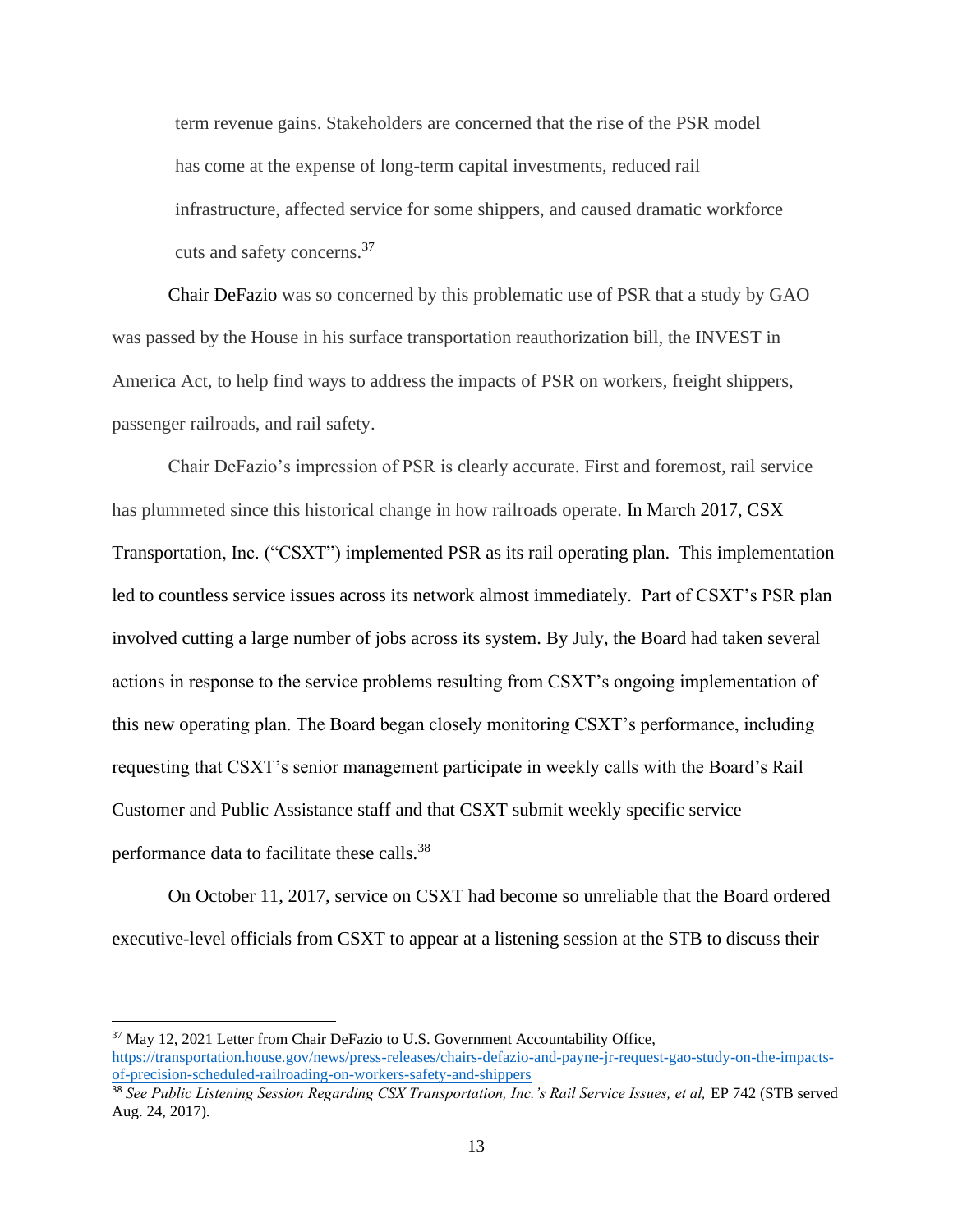> term revenue gains. Stakeholders are concerned that the rise of the PSR model has come at the expense of long-term capital investments, reduced rail infrastructure, affected service for some shippers, and caused dramatic workforce cuts and safety concerns.[37]

Chair DeFazio was so concerned by this problematic use of PSR that a study by GAO was passed by the House in his surface transportation reauthorization bill, the INVEST in America Act, to help find ways to address the impacts of PSR on workers, freight shippers, passenger railroads, and rail safety.

Chair DeFazio's impression of PSR is clearly accurate. First and foremost, rail service has plummeted since this historical change in how railroads operate. In March 2017, CSX Transportation, Inc. ("CSXT") implemented PSR as its rail operating plan. This implementation led to countless service issues across its network almost immediately. Part of CSXT's PSR plan involved cutting a large number of jobs across its system. By July, the Board had taken several actions in response to the service problems resulting from CSXT's ongoing implementation of this new operating plan. The Board began closely monitoring CSXT's performance, including requesting that CSXT's senior management participate in weekly calls with the Board's Rail Customer and Public Assistance staff and that CSXT submit weekly specific service performance data to facilitate these calls.[38]

On October 11, 2017, service on CSXT had become so unreliable that the Board ordered executive-level officials from CSXT to appear at a listening session at the STB to discuss their

---

[37] May 12, 2021 Letter from Chair DeFazio to U.S. Government Accountability Office, https://transportation.house.gov/news/press-releases/chairs-defazio-and-payne-jr-request-gao-study-on-the-impacts-of-precision-scheduled-railroading-on-workers-safety-and-shippers

[38] *See Public Listening Session Regarding CSX Transportation, Inc.'s Rail Service Issues, et al,* EP 742 (STB served Aug. 24, 2017).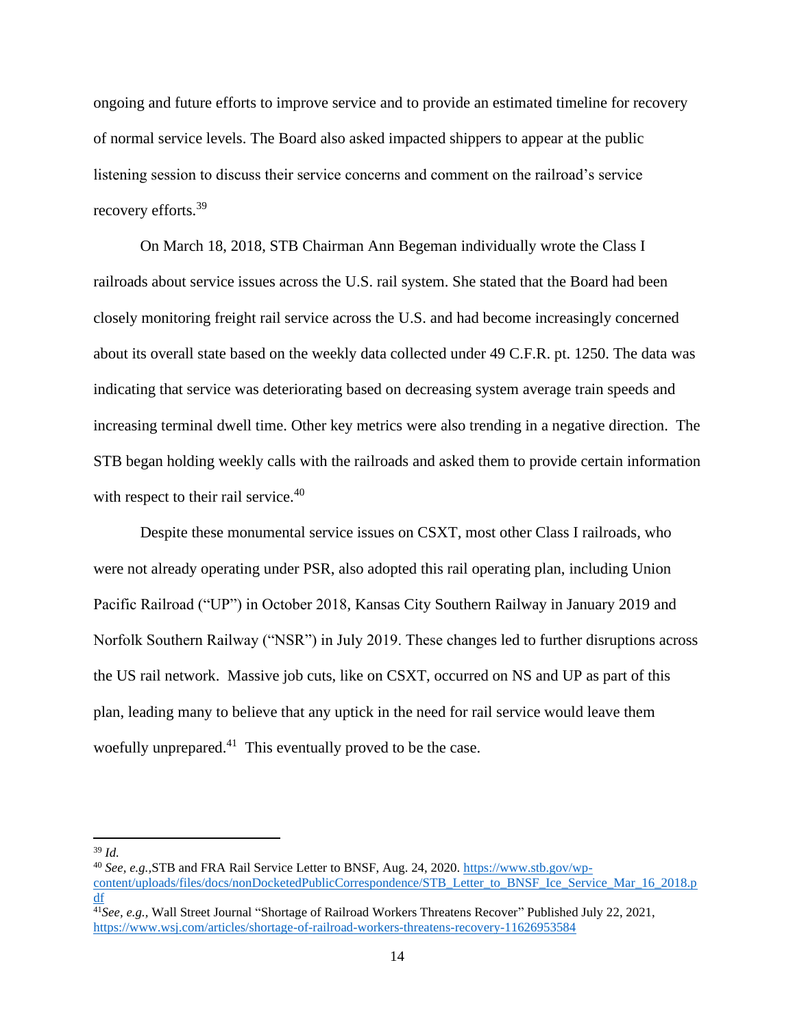ongoing and future efforts to improve service and to provide an estimated timeline for recovery of normal service levels. The Board also asked impacted shippers to appear at the public listening session to discuss their service concerns and comment on the railroad's service recovery efforts.[39]

On March 18, 2018, STB Chairman Ann Begeman individually wrote the Class I railroads about service issues across the U.S. rail system. She stated that the Board had been closely monitoring freight rail service across the U.S. and had become increasingly concerned about its overall state based on the weekly data collected under 49 C.F.R. pt. 1250. The data was indicating that service was deteriorating based on decreasing system average train speeds and increasing terminal dwell time. Other key metrics were also trending in a negative direction. The STB began holding weekly calls with the railroads and asked them to provide certain information with respect to their rail service.[40]

Despite these monumental service issues on CSXT, most other Class I railroads, who were not already operating under PSR, also adopted this rail operating plan, including Union Pacific Railroad ("UP") in October 2018, Kansas City Southern Railway in January 2019 and Norfolk Southern Railway ("NSR") in July 2019. These changes led to further disruptions across the US rail network. Massive job cuts, like on CSXT, occurred on NS and UP as part of this plan, leading many to believe that any uptick in the need for rail service would leave them woefully unprepared.[41] This eventually proved to be the case.

---

[39] *Id.*

[40] *See, e.g.,*STB and FRA Rail Service Letter to BNSF, Aug. 24, 2020. https://www.stb.gov/wp-content/uploads/files/docs/nonDocketedPublicCorrespondence/STB_Letter_to_BNSF_Ice_Service_Mar_16_2018.pdf

[41] *See, e.g.,* Wall Street Journal "Shortage of Railroad Workers Threatens Recover" Published July 22, 2021, https://www.wsj.com/articles/shortage-of-railroad-workers-threatens-recovery-11626953584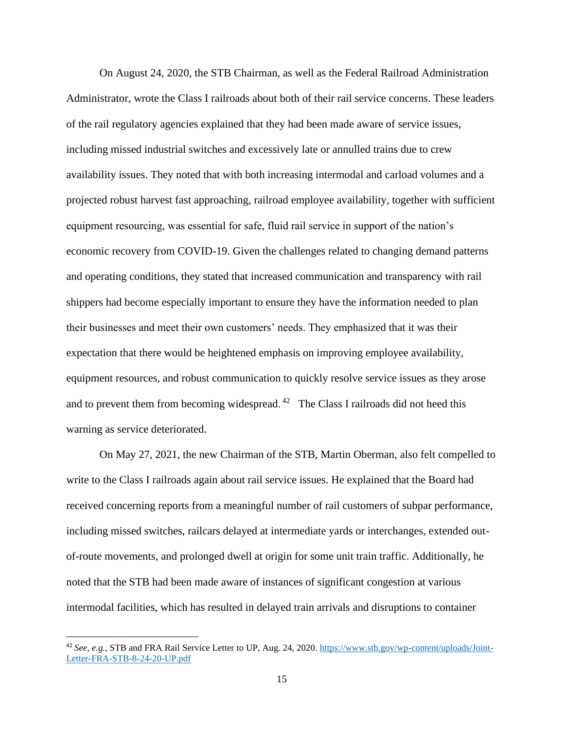On August 24, 2020, the STB Chairman, as well as the Federal Railroad Administration Administrator, wrote the Class I railroads about both of their rail service concerns. These leaders of the rail regulatory agencies explained that they had been made aware of service issues, including missed industrial switches and excessively late or annulled trains due to crew availability issues. They noted that with both increasing intermodal and carload volumes and a projected robust harvest fast approaching, railroad employee availability, together with sufficient equipment resourcing, was essential for safe, fluid rail service in support of the nation's economic recovery from COVID-19. Given the challenges related to changing demand patterns and operating conditions, they stated that increased communication and transparency with rail shippers had become especially important to ensure they have the information needed to plan their businesses and meet their own customers' needs. They emphasized that it was their expectation that there would be heightened emphasis on improving employee availability, equipment resources, and robust communication to quickly resolve service issues as they arose and to prevent them from becoming widespread.[42] The Class I railroads did not heed this warning as service deteriorated.

On May 27, 2021, the new Chairman of the STB, Martin Oberman, also felt compelled to write to the Class I railroads again about rail service issues. He explained that the Board had received concerning reports from a meaningful number of rail customers of subpar performance, including missed switches, railcars delayed at intermediate yards or interchanges, extended out-of-route movements, and prolonged dwell at origin for some unit train traffic. Additionally, he noted that the STB had been made aware of instances of significant congestion at various intermodal facilities, which has resulted in delayed train arrivals and disruptions to container

---

[42] *See, e.g.,* STB and FRA Rail Service Letter to UP, Aug. 24, 2020. https://www.stb.gov/wp-content/uploads/Joint-Letter-FRA-STB-8-24-20-UP.pdf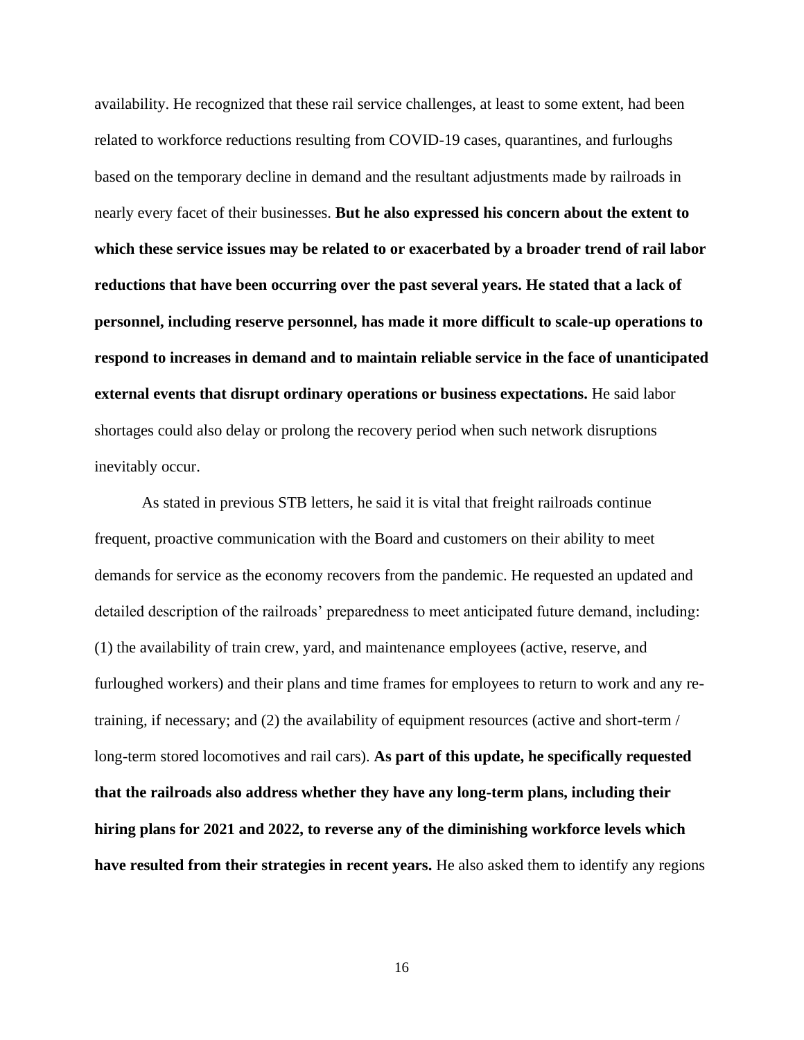availability. He recognized that these rail service challenges, at least to some extent, had been related to workforce reductions resulting from COVID-19 cases, quarantines, and furloughs based on the temporary decline in demand and the resultant adjustments made by railroads in nearly every facet of their businesses. **But he also expressed his concern about the extent to which these service issues may be related to or exacerbated by a broader trend of rail labor reductions that have been occurring over the past several years. He stated that a lack of personnel, including reserve personnel, has made it more difficult to scale-up operations to respond to increases in demand and to maintain reliable service in the face of unanticipated external events that disrupt ordinary operations or business expectations.** He said labor shortages could also delay or prolong the recovery period when such network disruptions inevitably occur.

As stated in previous STB letters, he said it is vital that freight railroads continue frequent, proactive communication with the Board and customers on their ability to meet demands for service as the economy recovers from the pandemic. He requested an updated and detailed description of the railroads' preparedness to meet anticipated future demand, including: (1) the availability of train crew, yard, and maintenance employees (active, reserve, and furloughed workers) and their plans and time frames for employees to return to work and any re-training, if necessary; and (2) the availability of equipment resources (active and short-term / long-term stored locomotives and rail cars). **As part of this update, he specifically requested that the railroads also address whether they have any long-term plans, including their hiring plans for 2021 and 2022, to reverse any of the diminishing workforce levels which have resulted from their strategies in recent years.** He also asked them to identify any regions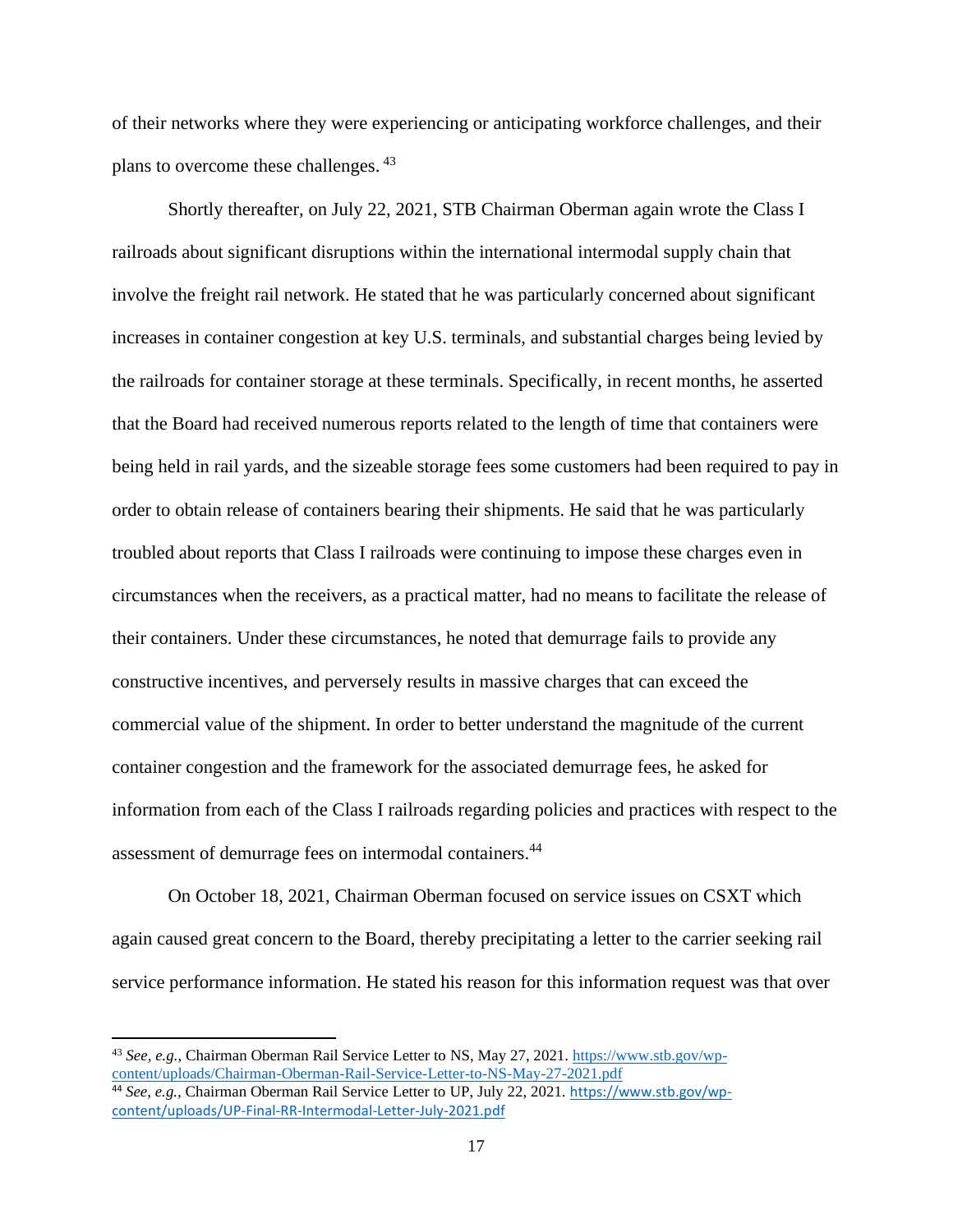of their networks where they were experiencing or anticipating workforce challenges, and their plans to overcome these challenges. [43]

Shortly thereafter, on July 22, 2021, STB Chairman Oberman again wrote the Class I railroads about significant disruptions within the international intermodal supply chain that involve the freight rail network. He stated that he was particularly concerned about significant increases in container congestion at key U.S. terminals, and substantial charges being levied by the railroads for container storage at these terminals. Specifically, in recent months, he asserted that the Board had received numerous reports related to the length of time that containers were being held in rail yards, and the sizeable storage fees some customers had been required to pay in order to obtain release of containers bearing their shipments. He said that he was particularly troubled about reports that Class I railroads were continuing to impose these charges even in circumstances when the receivers, as a practical matter, had no means to facilitate the release of their containers. Under these circumstances, he noted that demurrage fails to provide any constructive incentives, and perversely results in massive charges that can exceed the commercial value of the shipment. In order to better understand the magnitude of the current container congestion and the framework for the associated demurrage fees, he asked for information from each of the Class I railroads regarding policies and practices with respect to the assessment of demurrage fees on intermodal containers.[44]

On October 18, 2021, Chairman Oberman focused on service issues on CSXT which again caused great concern to the Board, thereby precipitating a letter to the carrier seeking rail service performance information. He stated his reason for this information request was that over

---

[43] *See, e.g.,* Chairman Oberman Rail Service Letter to NS, May 27, 2021. https://www.stb.gov/wp-content/uploads/Chairman-Oberman-Rail-Service-Letter-to-NS-May-27-2021.pdf

[44] *See, e.g.,* Chairman Oberman Rail Service Letter to UP, July 22, 2021. https://www.stb.gov/wp-content/uploads/UP-Final-RR-Intermodal-Letter-July-2021.pdf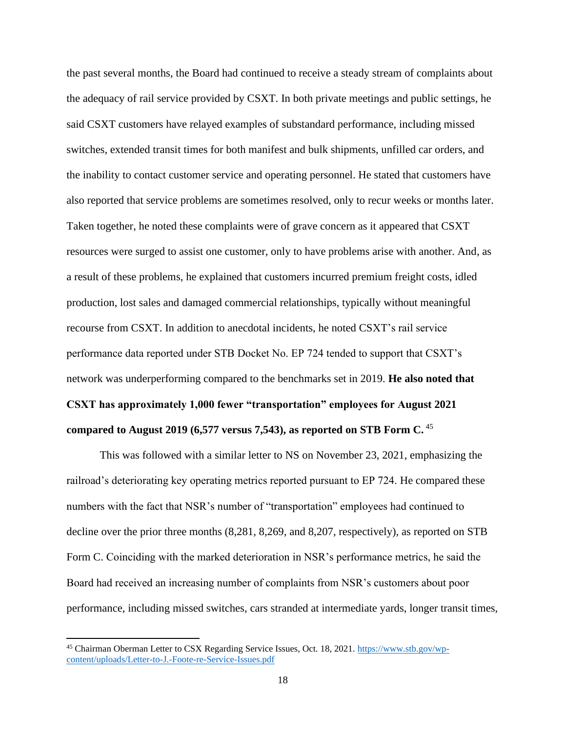the past several months, the Board had continued to receive a steady stream of complaints about the adequacy of rail service provided by CSXT. In both private meetings and public settings, he said CSXT customers have relayed examples of substandard performance, including missed switches, extended transit times for both manifest and bulk shipments, unfilled car orders, and the inability to contact customer service and operating personnel. He stated that customers have also reported that service problems are sometimes resolved, only to recur weeks or months later. Taken together, he noted these complaints were of grave concern as it appeared that CSXT resources were surged to assist one customer, only to have problems arise with another. And, as a result of these problems, he explained that customers incurred premium freight costs, idled production, lost sales and damaged commercial relationships, typically without meaningful recourse from CSXT. In addition to anecdotal incidents, he noted CSXT's rail service performance data reported under STB Docket No. EP 724 tended to support that CSXT's network was underperforming compared to the benchmarks set in 2019. **He also noted that CSXT has approximately 1,000 fewer "transportation" employees for August 2021 compared to August 2019 (6,577 versus 7,543), as reported on STB Form C.** [45]

This was followed with a similar letter to NS on November 23, 2021, emphasizing the railroad's deteriorating key operating metrics reported pursuant to EP 724. He compared these numbers with the fact that NSR's number of "transportation" employees had continued to decline over the prior three months (8,281, 8,269, and 8,207, respectively), as reported on STB Form C. Coinciding with the marked deterioration in NSR's performance metrics, he said the Board had received an increasing number of complaints from NSR's customers about poor performance, including missed switches, cars stranded at intermediate yards, longer transit times,

---

[45] Chairman Oberman Letter to CSX Regarding Service Issues, Oct. 18, 2021. https://www.stb.gov/wp-content/uploads/Letter-to-J.-Foote-re-Service-Issues.pdf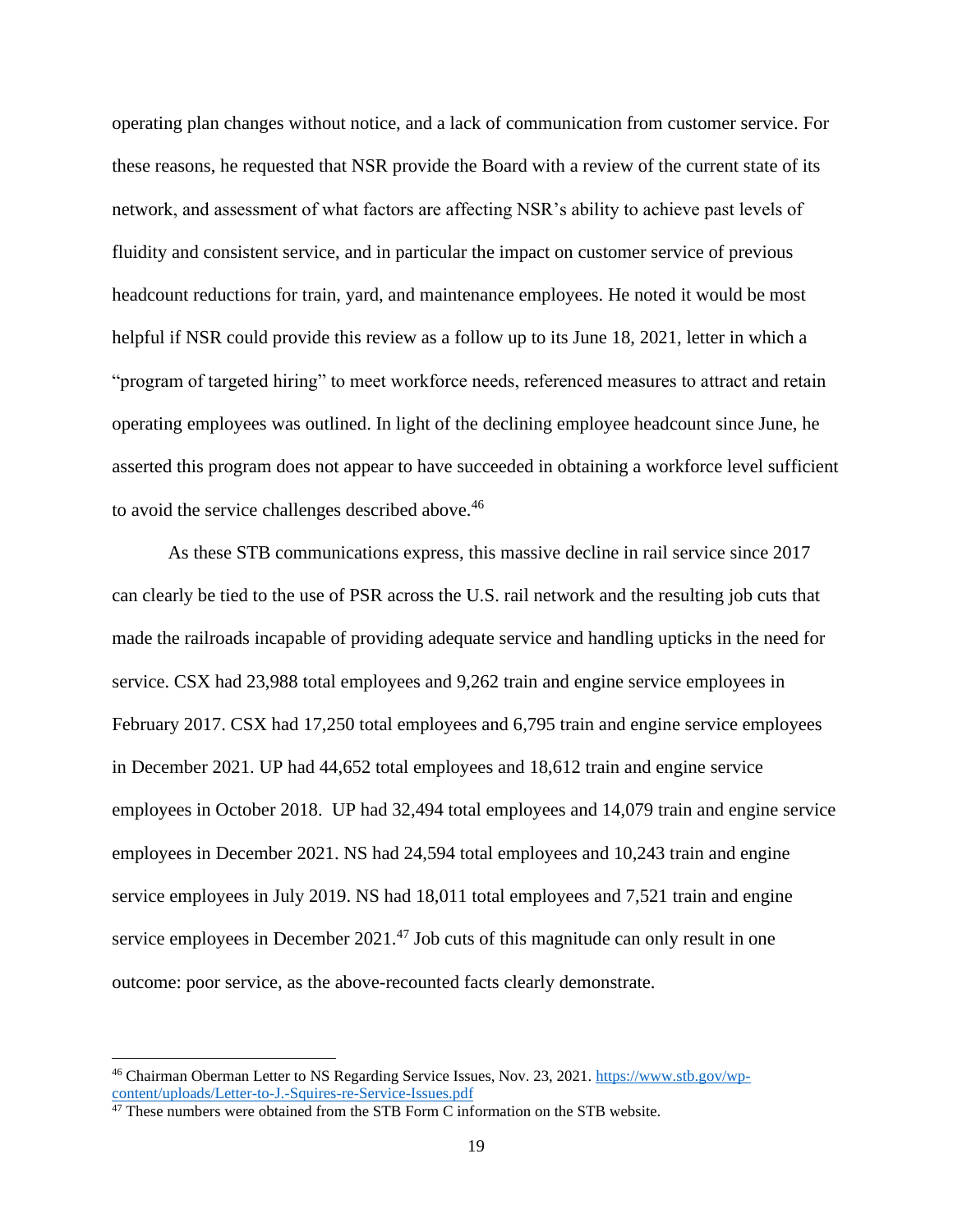operating plan changes without notice, and a lack of communication from customer service. For these reasons, he requested that NSR provide the Board with a review of the current state of its network, and assessment of what factors are affecting NSR's ability to achieve past levels of fluidity and consistent service, and in particular the impact on customer service of previous headcount reductions for train, yard, and maintenance employees. He noted it would be most helpful if NSR could provide this review as a follow up to its June 18, 2021, letter in which a "program of targeted hiring" to meet workforce needs, referenced measures to attract and retain operating employees was outlined. In light of the declining employee headcount since June, he asserted this program does not appear to have succeeded in obtaining a workforce level sufficient to avoid the service challenges described above.[46]

As these STB communications express, this massive decline in rail service since 2017 can clearly be tied to the use of PSR across the U.S. rail network and the resulting job cuts that made the railroads incapable of providing adequate service and handling upticks in the need for service. CSX had 23,988 total employees and 9,262 train and engine service employees in February 2017. CSX had 17,250 total employees and 6,795 train and engine service employees in December 2021. UP had 44,652 total employees and 18,612 train and engine service employees in October 2018. UP had 32,494 total employees and 14,079 train and engine service employees in December 2021. NS had 24,594 total employees and 10,243 train and engine service employees in July 2019. NS had 18,011 total employees and 7,521 train and engine service employees in December 2021.[47] Job cuts of this magnitude can only result in one outcome: poor service, as the above-recounted facts clearly demonstrate.

---

[46] Chairman Oberman Letter to NS Regarding Service Issues, Nov. 23, 2021. https://www.stb.gov/wp-content/uploads/Letter-to-J.-Squires-re-Service-Issues.pdf

[47] These numbers were obtained from the STB Form C information on the STB website.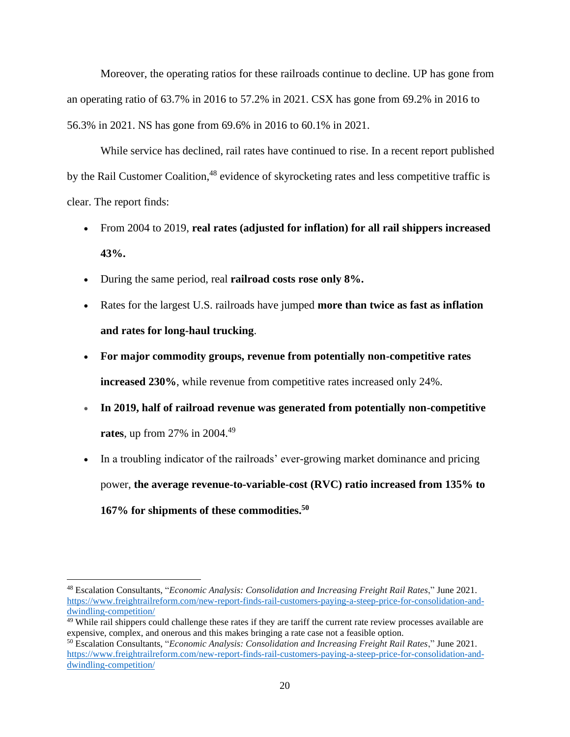Moreover, the operating ratios for these railroads continue to decline. UP has gone from an operating ratio of 63.7% in 2016 to 57.2% in 2021. CSX has gone from 69.2% in 2016 to 56.3% in 2021. NS has gone from 69.6% in 2016 to 60.1% in 2021.

While service has declined, rail rates have continued to rise. In a recent report published by the Rail Customer Coalition,[48] evidence of skyrocketing rates and less competitive traffic is clear. The report finds:

- From 2004 to 2019, **real rates (adjusted for inflation) for all rail shippers increased 43%.**
- During the same period, real **railroad costs rose only 8%.**
- Rates for the largest U.S. railroads have jumped **more than twice as fast as inflation and rates for long-haul trucking**.
- **For major commodity groups, revenue from potentially non-competitive rates increased 230%**, while revenue from competitive rates increased only 24%.
- **In 2019, half of railroad revenue was generated from potentially non-competitive rates**, up from 27% in 2004.[49]
- In a troubling indicator of the railroads' ever-growing market dominance and pricing power, **the average revenue-to-variable-cost (RVC) ratio increased from 135% to 167% for shipments of these commodities.[50]**

---

[48] Escalation Consultants, "*Economic Analysis: Consolidation and Increasing Freight Rail Rates*," June 2021. https://www.freightrailreform.com/new-report-finds-rail-customers-paying-a-steep-price-for-consolidation-and-dwindling-competition/

[49] While rail shippers could challenge these rates if they are tariff the current rate review processes available are expensive, complex, and onerous and this makes bringing a rate case not a feasible option.

[50] Escalation Consultants, "*Economic Analysis: Consolidation and Increasing Freight Rail Rates*," June 2021. https://www.freightrailreform.com/new-report-finds-rail-customers-paying-a-steep-price-for-consolidation-and-dwindling-competition/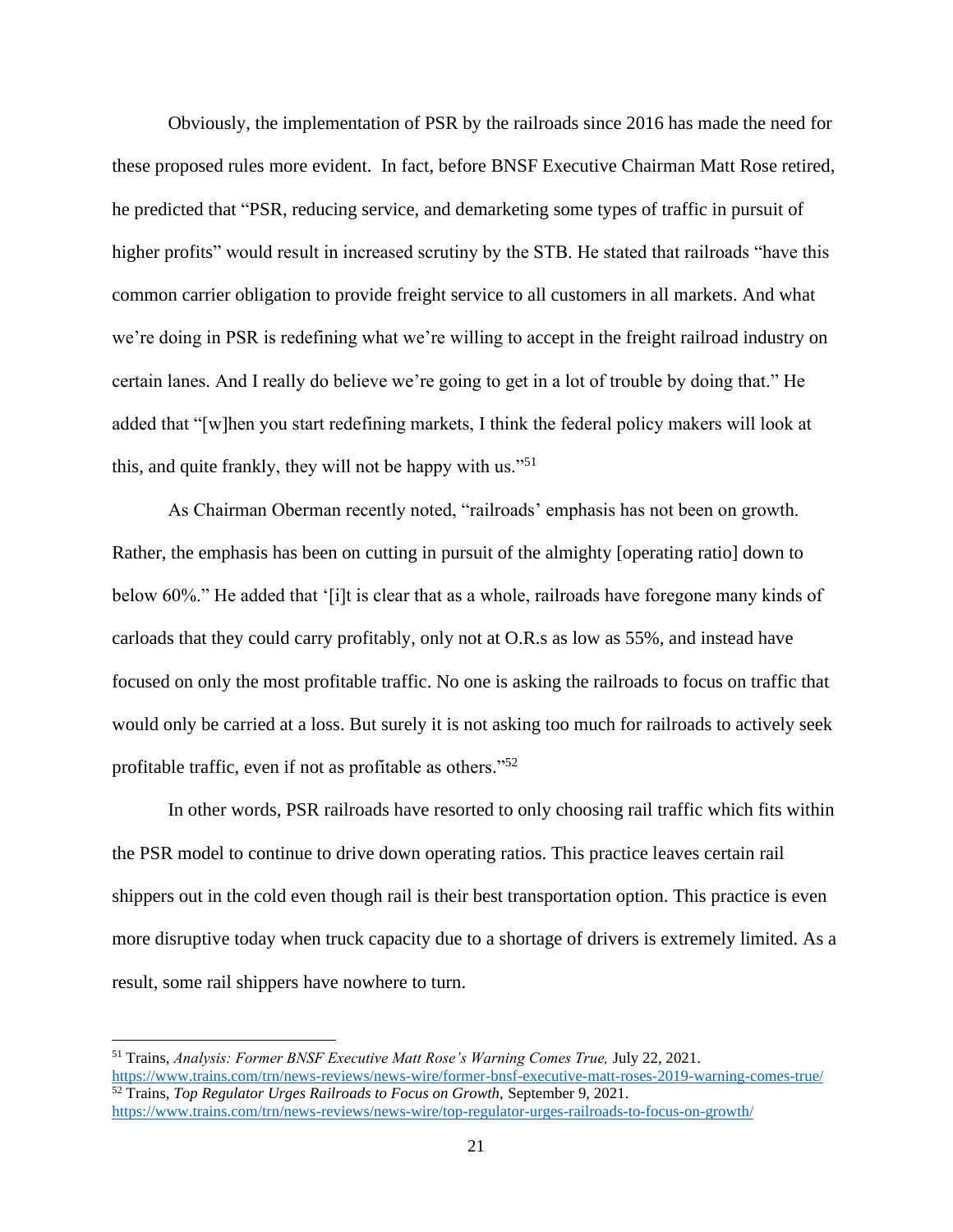Obviously, the implementation of PSR by the railroads since 2016 has made the need for these proposed rules more evident. In fact, before BNSF Executive Chairman Matt Rose retired, he predicted that "PSR, reducing service, and demarketing some types of traffic in pursuit of higher profits" would result in increased scrutiny by the STB. He stated that railroads "have this common carrier obligation to provide freight service to all customers in all markets. And what we're doing in PSR is redefining what we're willing to accept in the freight railroad industry on certain lanes. And I really do believe we're going to get in a lot of trouble by doing that." He added that "[w]hen you start redefining markets, I think the federal policy makers will look at this, and quite frankly, they will not be happy with us."[51]

As Chairman Oberman recently noted, "railroads' emphasis has not been on growth. Rather, the emphasis has been on cutting in pursuit of the almighty [operating ratio] down to below 60%." He added that '[i]t is clear that as a whole, railroads have foregone many kinds of carloads that they could carry profitably, only not at O.R.s as low as 55%, and instead have focused on only the most profitable traffic. No one is asking the railroads to focus on traffic that would only be carried at a loss. But surely it is not asking too much for railroads to actively seek profitable traffic, even if not as profitable as others."[52]

In other words, PSR railroads have resorted to only choosing rail traffic which fits within the PSR model to continue to drive down operating ratios. This practice leaves certain rail shippers out in the cold even though rail is their best transportation option. This practice is even more disruptive today when truck capacity due to a shortage of drivers is extremely limited. As a result, some rail shippers have nowhere to turn.

---

[51] Trains, *Analysis: Former BNSF Executive Matt Rose's Warning Comes True,* July 22, 2021. https://www.trains.com/trn/news-reviews/news-wire/former-bnsf-executive-matt-roses-2019-warning-comes-true/

[52] Trains, *Top Regulator Urges Railroads to Focus on Growth,* September 9, 2021. https://www.trains.com/trn/news-reviews/news-wire/top-regulator-urges-railroads-to-focus-on-growth/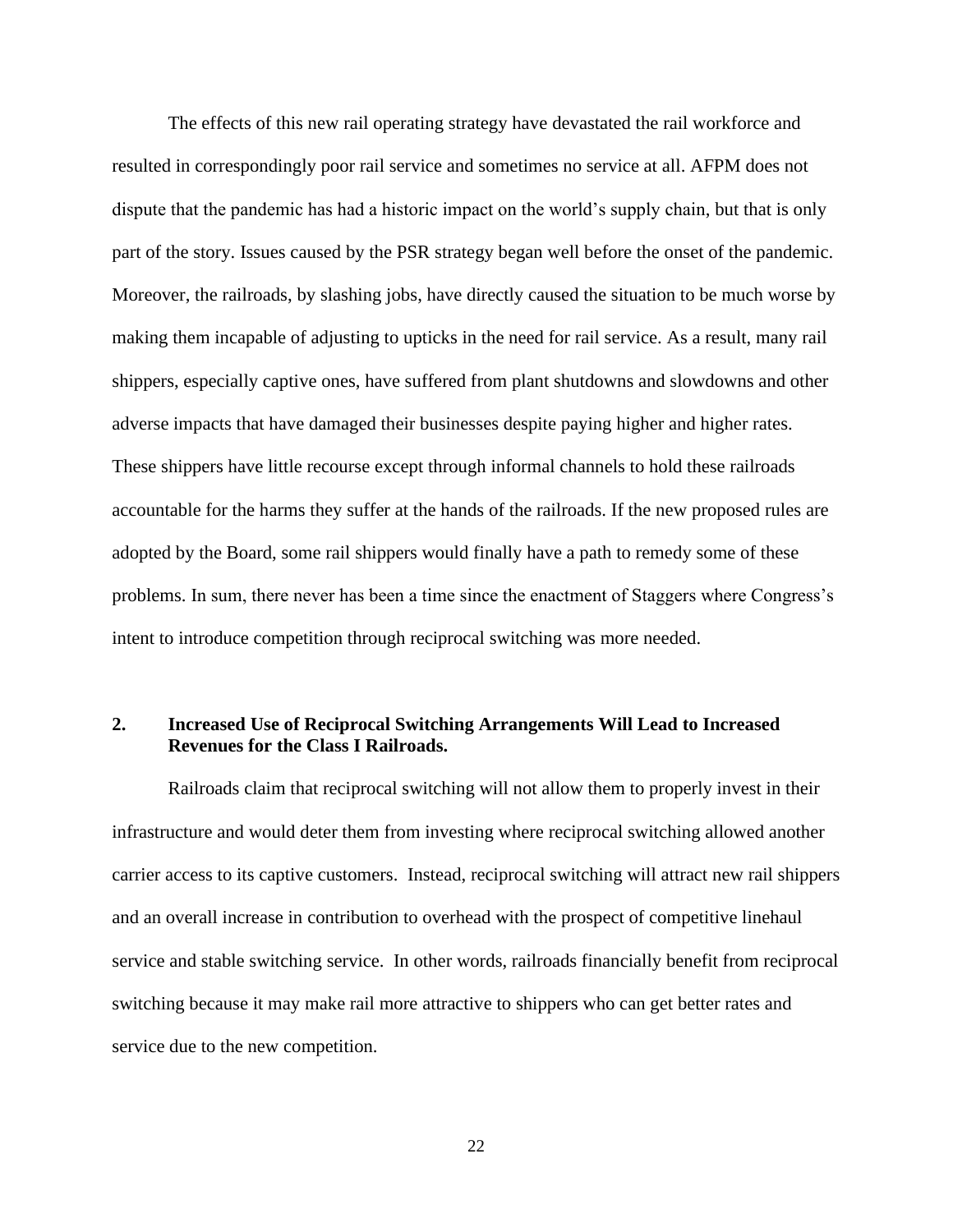The effects of this new rail operating strategy have devastated the rail workforce and resulted in correspondingly poor rail service and sometimes no service at all. AFPM does not dispute that the pandemic has had a historic impact on the world's supply chain, but that is only part of the story. Issues caused by the PSR strategy began well before the onset of the pandemic. Moreover, the railroads, by slashing jobs, have directly caused the situation to be much worse by making them incapable of adjusting to upticks in the need for rail service. As a result, many rail shippers, especially captive ones, have suffered from plant shutdowns and slowdowns and other adverse impacts that have damaged their businesses despite paying higher and higher rates. These shippers have little recourse except through informal channels to hold these railroads accountable for the harms they suffer at the hands of the railroads. If the new proposed rules are adopted by the Board, some rail shippers would finally have a path to remedy some of these problems. In sum, there never has been a time since the enactment of Staggers where Congress's intent to introduce competition through reciprocal switching was more needed.

## 2. Increased Use of Reciprocal Switching Arrangements Will Lead to Increased Revenues for the Class I Railroads.

Railroads claim that reciprocal switching will not allow them to properly invest in their infrastructure and would deter them from investing where reciprocal switching allowed another carrier access to its captive customers. Instead, reciprocal switching will attract new rail shippers and an overall increase in contribution to overhead with the prospect of competitive linehaul service and stable switching service. In other words, railroads financially benefit from reciprocal switching because it may make rail more attractive to shippers who can get better rates and service due to the new competition.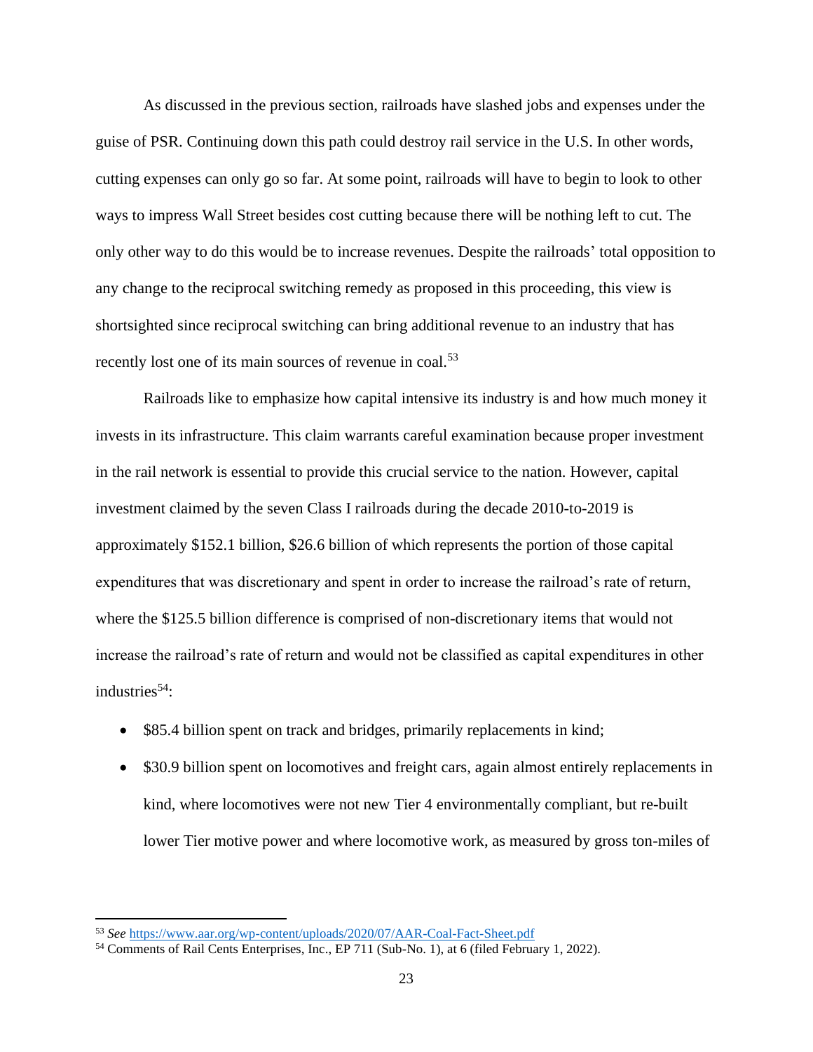As discussed in the previous section, railroads have slashed jobs and expenses under the guise of PSR. Continuing down this path could destroy rail service in the U.S. In other words, cutting expenses can only go so far. At some point, railroads will have to begin to look to other ways to impress Wall Street besides cost cutting because there will be nothing left to cut. The only other way to do this would be to increase revenues. Despite the railroads' total opposition to any change to the reciprocal switching remedy as proposed in this proceeding, this view is shortsighted since reciprocal switching can bring additional revenue to an industry that has recently lost one of its main sources of revenue in coal.[53]

Railroads like to emphasize how capital intensive its industry is and how much money it invests in its infrastructure. This claim warrants careful examination because proper investment in the rail network is essential to provide this crucial service to the nation. However, capital investment claimed by the seven Class I railroads during the decade 2010-to-2019 is approximately $152.1 billion, $26.6 billion of which represents the portion of those capital expenditures that was discretionary and spent in order to increase the railroad's rate of return, where the $125.5 billion difference is comprised of non-discretionary items that would not increase the railroad's rate of return and would not be classified as capital expenditures in other industries[54]:

- $85.4 billion spent on track and bridges, primarily replacements in kind;
- $30.9 billion spent on locomotives and freight cars, again almost entirely replacements in kind, where locomotives were not new Tier 4 environmentally compliant, but re-built lower Tier motive power and where locomotive work, as measured by gross ton-miles of

---

[53] *See* https://www.aar.org/wp-content/uploads/2020/07/AAR-Coal-Fact-Sheet.pdf

[54] Comments of Rail Cents Enterprises, Inc., EP 711 (Sub-No. 1), at 6 (filed February 1, 2022).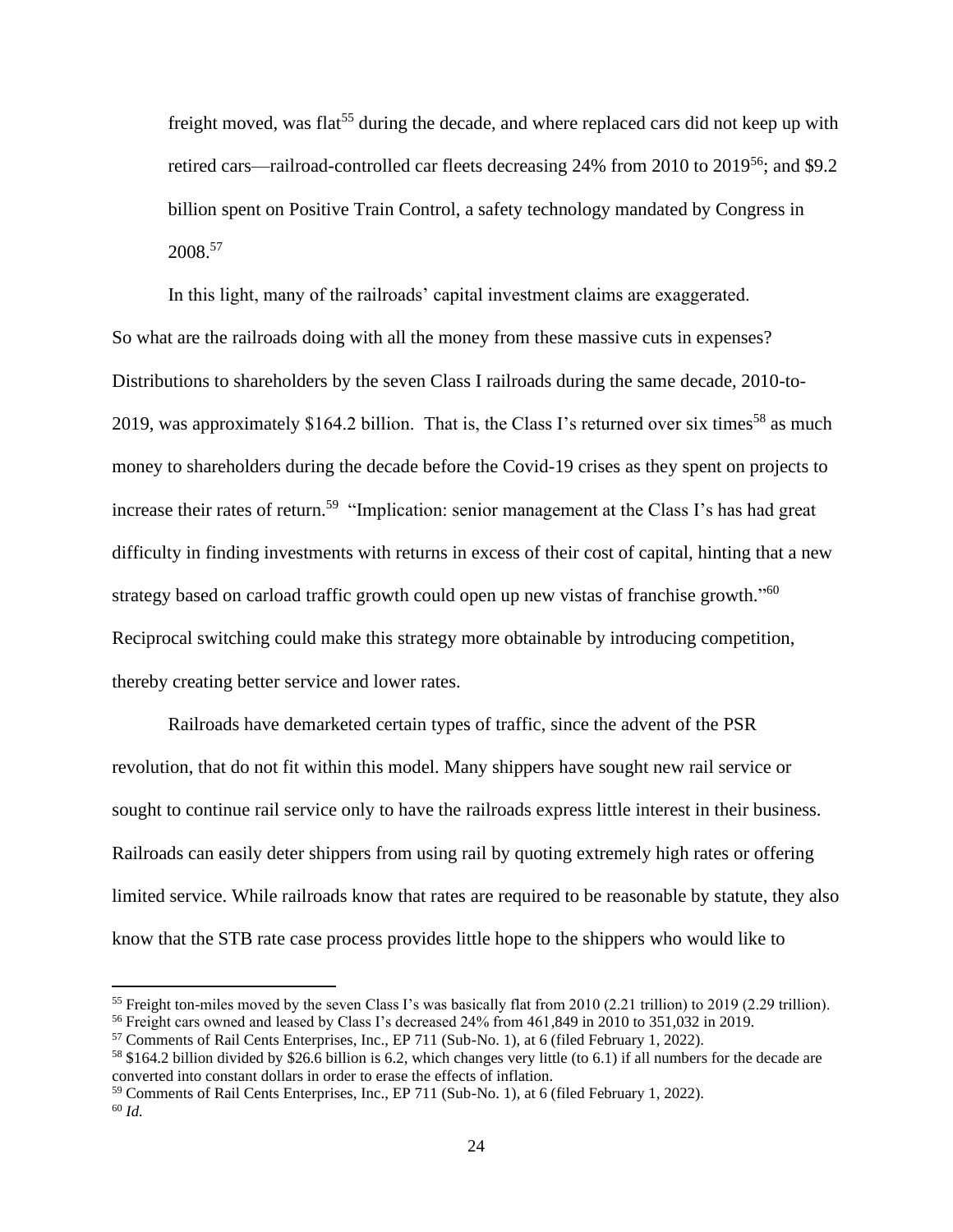freight moved, was flat[55] during the decade, and where replaced cars did not keep up with retired cars—railroad-controlled car fleets decreasing 24% from 2010 to 2019[56]; and $9.2 billion spent on Positive Train Control, a safety technology mandated by Congress in 2008.[57]

In this light, many of the railroads' capital investment claims are exaggerated. So what are the railroads doing with all the money from these massive cuts in expenses? Distributions to shareholders by the seven Class I railroads during the same decade, 2010-to-2019, was approximately $164.2 billion. That is, the Class I's returned over six times[58] as much money to shareholders during the decade before the Covid-19 crises as they spent on projects to increase their rates of return.[59] "Implication: senior management at the Class I's has had great difficulty in finding investments with returns in excess of their cost of capital, hinting that a new strategy based on carload traffic growth could open up new vistas of franchise growth."[60] Reciprocal switching could make this strategy more obtainable by introducing competition, thereby creating better service and lower rates.

Railroads have demarketed certain types of traffic, since the advent of the PSR revolution, that do not fit within this model. Many shippers have sought new rail service or sought to continue rail service only to have the railroads express little interest in their business. Railroads can easily deter shippers from using rail by quoting extremely high rates or offering limited service. While railroads know that rates are required to be reasonable by statute, they also know that the STB rate case process provides little hope to the shippers who would like to

---

[55] Freight ton-miles moved by the seven Class I's was basically flat from 2010 (2.21 trillion) to 2019 (2.29 trillion).

[56] Freight cars owned and leased by Class I's decreased 24% from 461,849 in 2010 to 351,032 in 2019.

[57] Comments of Rail Cents Enterprises, Inc., EP 711 (Sub-No. 1), at 6 (filed February 1, 2022).

[58] $164.2 billion divided by $26.6 billion is 6.2, which changes very little (to 6.1) if all numbers for the decade are converted into constant dollars in order to erase the effects of inflation.

[59] Comments of Rail Cents Enterprises, Inc., EP 711 (Sub-No. 1), at 6 (filed February 1, 2022).

[60] *Id.*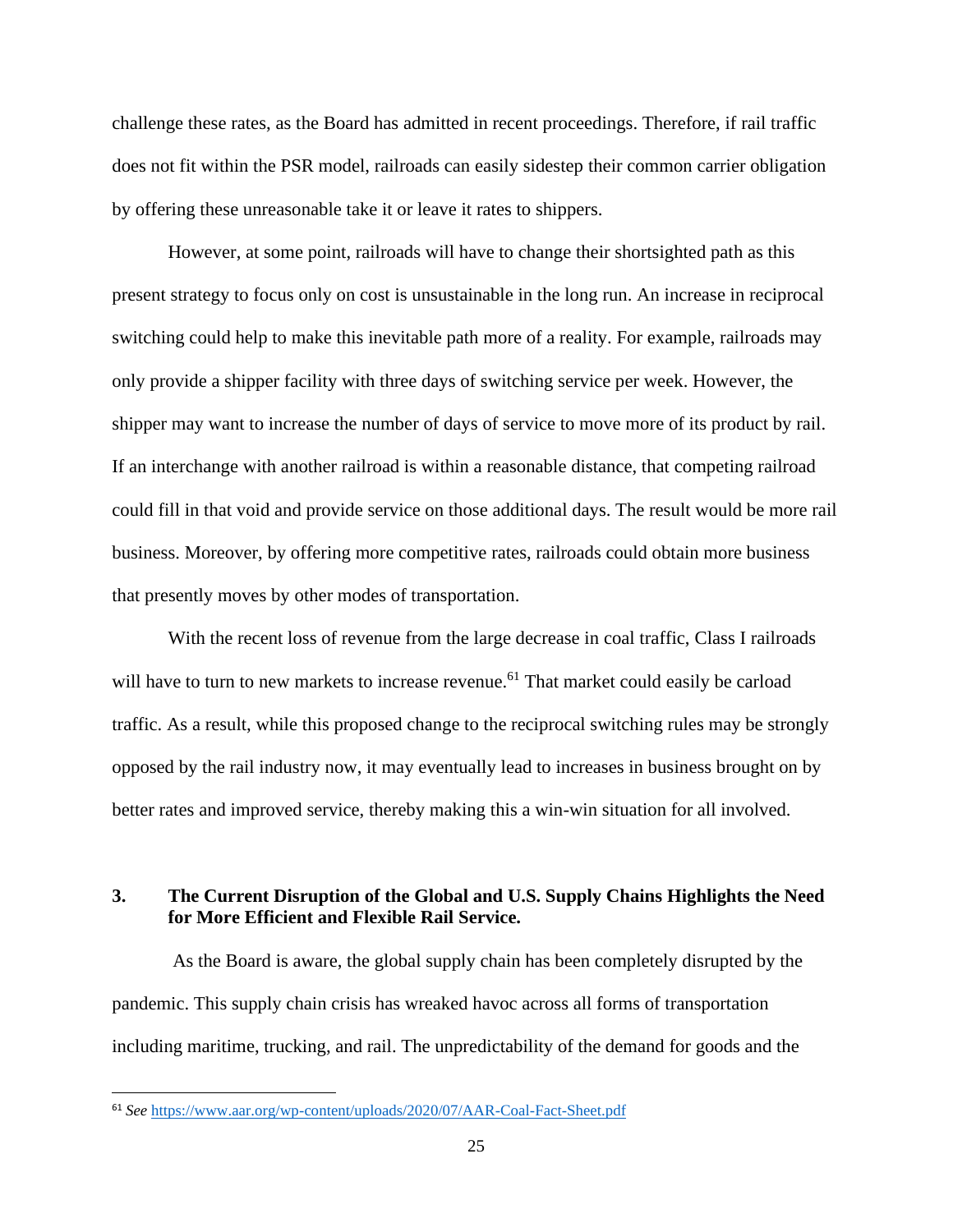challenge these rates, as the Board has admitted in recent proceedings. Therefore, if rail traffic does not fit within the PSR model, railroads can easily sidestep their common carrier obligation by offering these unreasonable take it or leave it rates to shippers.

However, at some point, railroads will have to change their shortsighted path as this present strategy to focus only on cost is unsustainable in the long run. An increase in reciprocal switching could help to make this inevitable path more of a reality. For example, railroads may only provide a shipper facility with three days of switching service per week. However, the shipper may want to increase the number of days of service to move more of its product by rail. If an interchange with another railroad is within a reasonable distance, that competing railroad could fill in that void and provide service on those additional days. The result would be more rail business. Moreover, by offering more competitive rates, railroads could obtain more business that presently moves by other modes of transportation.

With the recent loss of revenue from the large decrease in coal traffic, Class I railroads will have to turn to new markets to increase revenue.[61] That market could easily be carload traffic. As a result, while this proposed change to the reciprocal switching rules may be strongly opposed by the rail industry now, it may eventually lead to increases in business brought on by better rates and improved service, thereby making this a win-win situation for all involved.

### 3. The Current Disruption of the Global and U.S. Supply Chains Highlights the Need for More Efficient and Flexible Rail Service.

As the Board is aware, the global supply chain has been completely disrupted by the pandemic. This supply chain crisis has wreaked havoc across all forms of transportation including maritime, trucking, and rail. The unpredictability of the demand for goods and the

---

[61] *See* https://www.aar.org/wp-content/uploads/2020/07/AAR-Coal-Fact-Sheet.pdf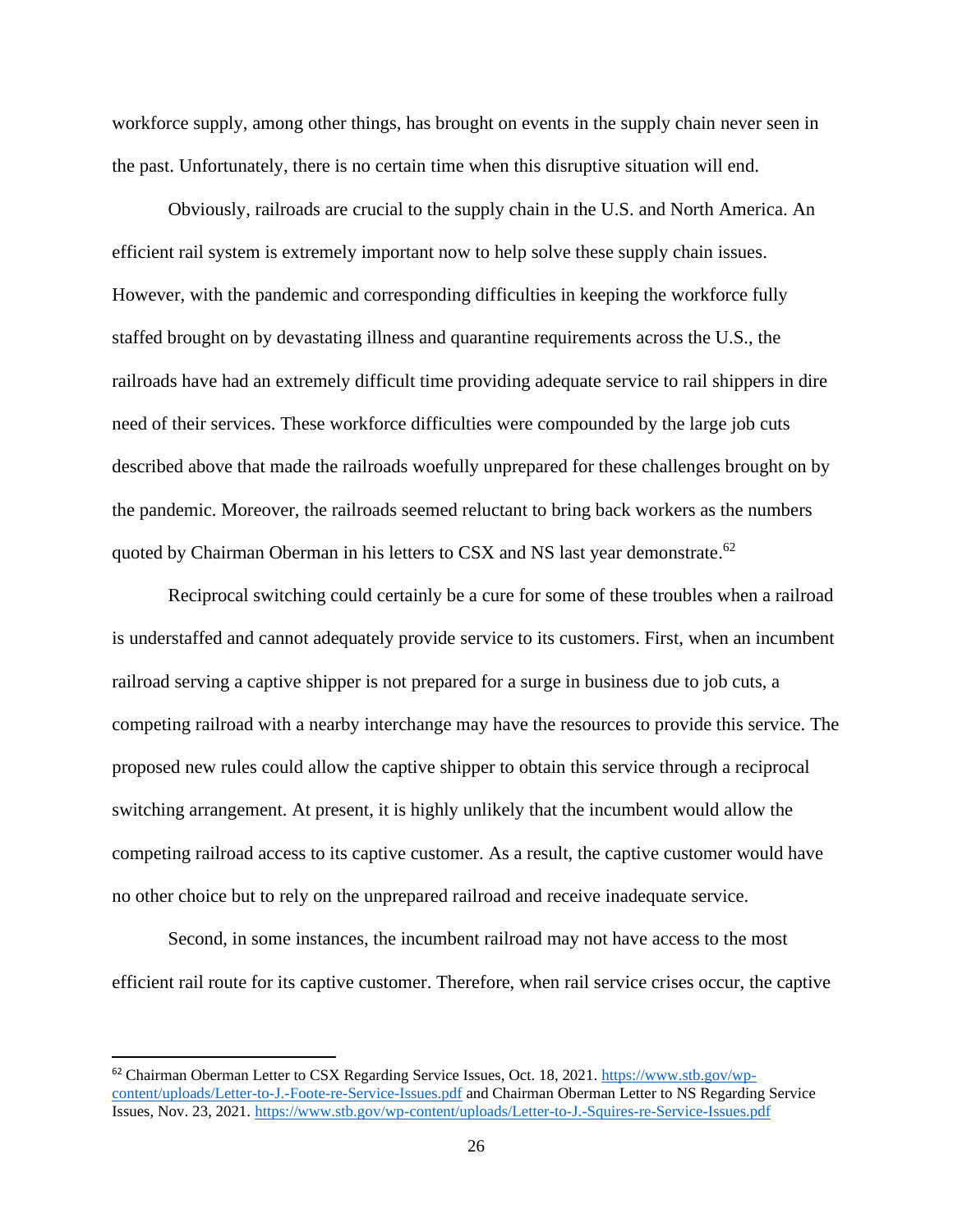workforce supply, among other things, has brought on events in the supply chain never seen in the past. Unfortunately, there is no certain time when this disruptive situation will end.

Obviously, railroads are crucial to the supply chain in the U.S. and North America. An efficient rail system is extremely important now to help solve these supply chain issues. However, with the pandemic and corresponding difficulties in keeping the workforce fully staffed brought on by devastating illness and quarantine requirements across the U.S., the railroads have had an extremely difficult time providing adequate service to rail shippers in dire need of their services. These workforce difficulties were compounded by the large job cuts described above that made the railroads woefully unprepared for these challenges brought on by the pandemic. Moreover, the railroads seemed reluctant to bring back workers as the numbers quoted by Chairman Oberman in his letters to CSX and NS last year demonstrate.[62]

Reciprocal switching could certainly be a cure for some of these troubles when a railroad is understaffed and cannot adequately provide service to its customers. First, when an incumbent railroad serving a captive shipper is not prepared for a surge in business due to job cuts, a competing railroad with a nearby interchange may have the resources to provide this service. The proposed new rules could allow the captive shipper to obtain this service through a reciprocal switching arrangement. At present, it is highly unlikely that the incumbent would allow the competing railroad access to its captive customer. As a result, the captive customer would have no other choice but to rely on the unprepared railroad and receive inadequate service.

Second, in some instances, the incumbent railroad may not have access to the most efficient rail route for its captive customer. Therefore, when rail service crises occur, the captive

---

[62] Chairman Oberman Letter to CSX Regarding Service Issues, Oct. 18, 2021. https://www.stb.gov/wp-content/uploads/Letter-to-J.-Foote-re-Service-Issues.pdf and Chairman Oberman Letter to NS Regarding Service Issues, Nov. 23, 2021. https://www.stb.gov/wp-content/uploads/Letter-to-J.-Squires-re-Service-Issues.pdf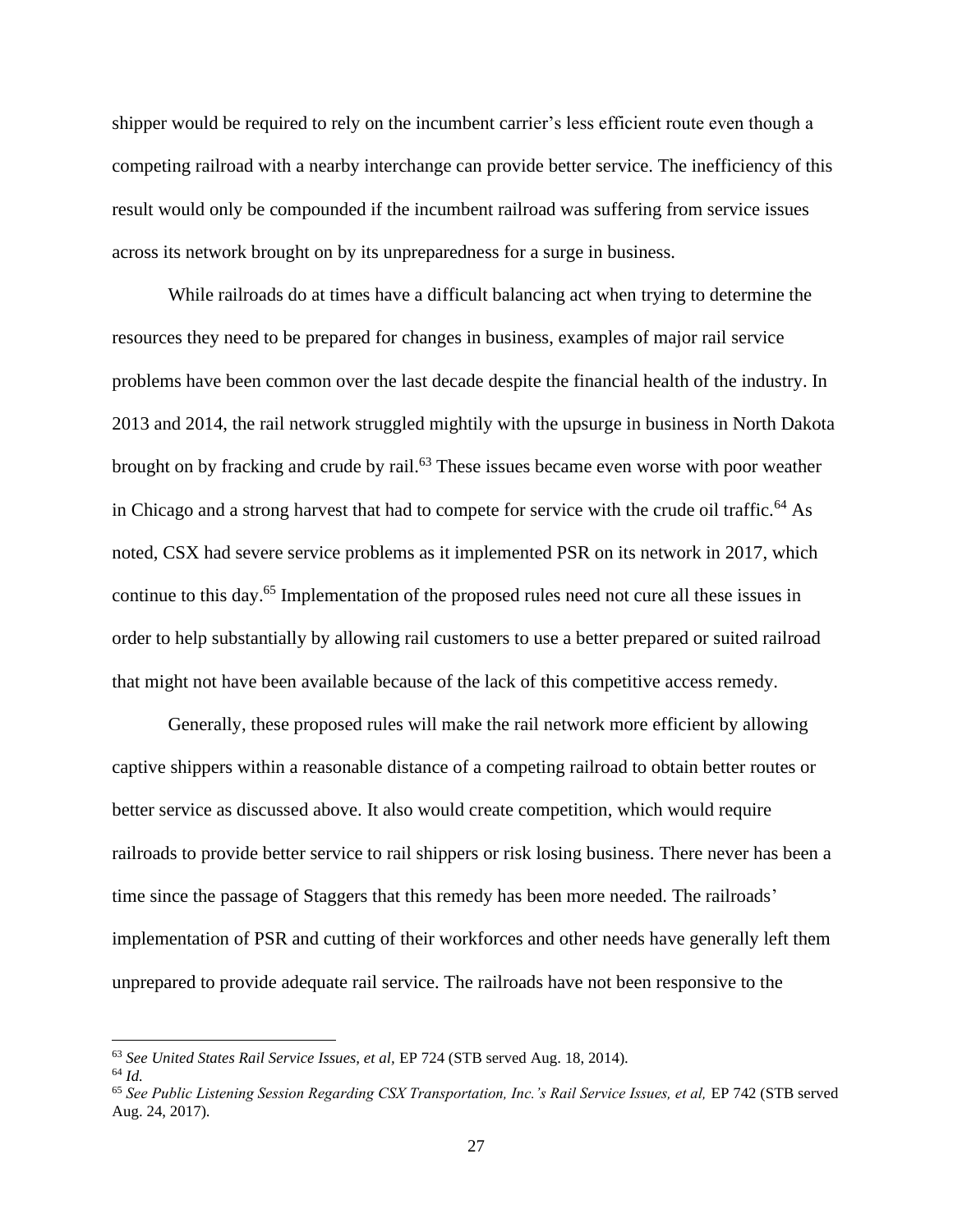shipper would be required to rely on the incumbent carrier's less efficient route even though a competing railroad with a nearby interchange can provide better service. The inefficiency of this result would only be compounded if the incumbent railroad was suffering from service issues across its network brought on by its unpreparedness for a surge in business.

While railroads do at times have a difficult balancing act when trying to determine the resources they need to be prepared for changes in business, examples of major rail service problems have been common over the last decade despite the financial health of the industry. In 2013 and 2014, the rail network struggled mightily with the upsurge in business in North Dakota brought on by fracking and crude by rail.[63] These issues became even worse with poor weather in Chicago and a strong harvest that had to compete for service with the crude oil traffic.[64] As noted, CSX had severe service problems as it implemented PSR on its network in 2017, which continue to this day.[65] Implementation of the proposed rules need not cure all these issues in order to help substantially by allowing rail customers to use a better prepared or suited railroad that might not have been available because of the lack of this competitive access remedy.

Generally, these proposed rules will make the rail network more efficient by allowing captive shippers within a reasonable distance of a competing railroad to obtain better routes or better service as discussed above. It also would create competition, which would require railroads to provide better service to rail shippers or risk losing business. There never has been a time since the passage of Staggers that this remedy has been more needed. The railroads' implementation of PSR and cutting of their workforces and other needs have generally left them unprepared to provide adequate rail service. The railroads have not been responsive to the

---

[63] *See United States Rail Service Issues, et al*, EP 724 (STB served Aug. 18, 2014).

[64] *Id.*

[65] *See Public Listening Session Regarding CSX Transportation, Inc.'s Rail Service Issues, et al,* EP 742 (STB served Aug. 24, 2017).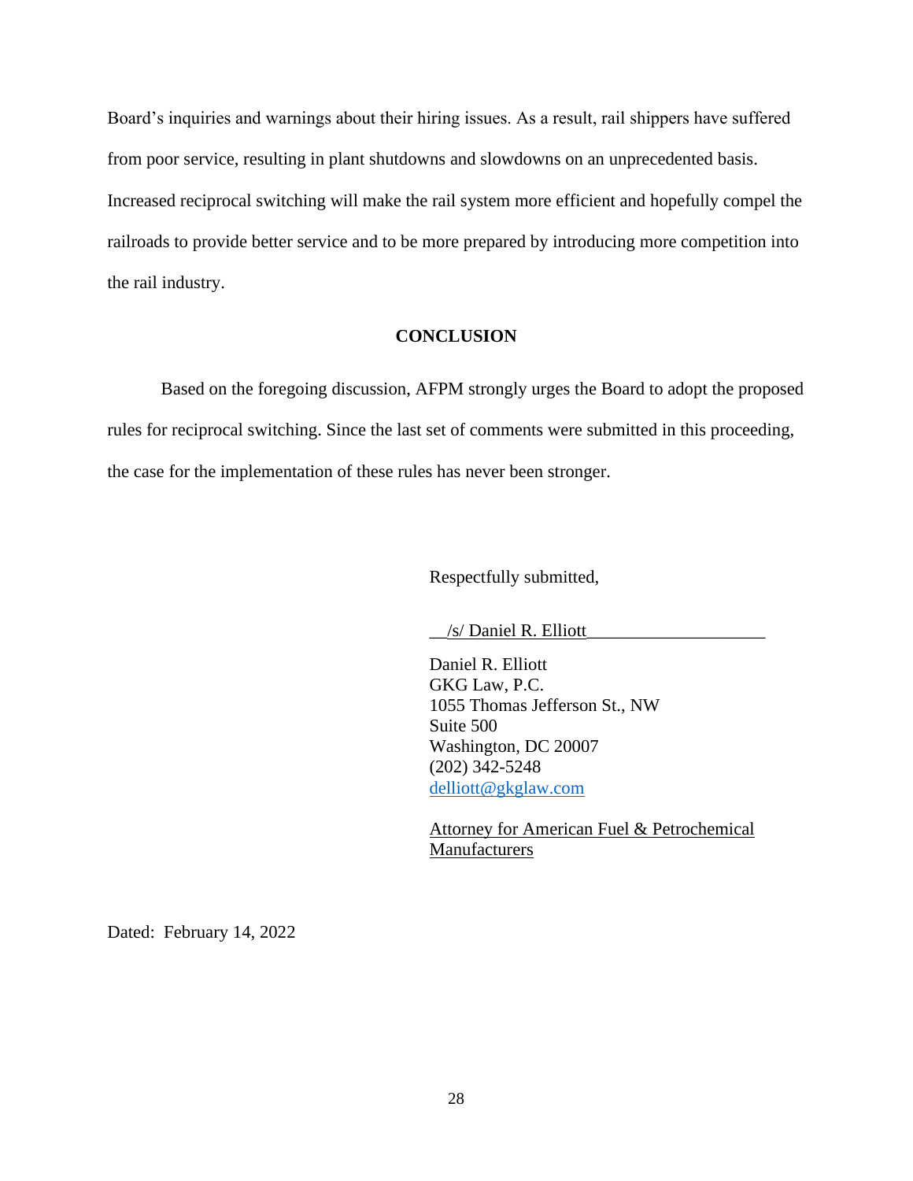Board's inquiries and warnings about their hiring issues. As a result, rail shippers have suffered from poor service, resulting in plant shutdowns and slowdowns on an unprecedented basis. Increased reciprocal switching will make the rail system more efficient and hopefully compel the railroads to provide better service and to be more prepared by introducing more competition into the rail industry.

## CONCLUSION

Based on the foregoing discussion, AFPM strongly urges the Board to adopt the proposed rules for reciprocal switching. Since the last set of comments were submitted in this proceeding, the case for the implementation of these rules has never been stronger.

Respectfully submitted,

/s/ Daniel R. Elliott

Daniel R. Elliott
GKG Law, P.C.
1055 Thomas Jefferson St., NW
Suite 500
Washington, DC 20007
(202) 342-5248
delliott@gkglaw.com

Attorney for American Fuel & Petrochemical Manufacturers

Dated: February 14, 2022